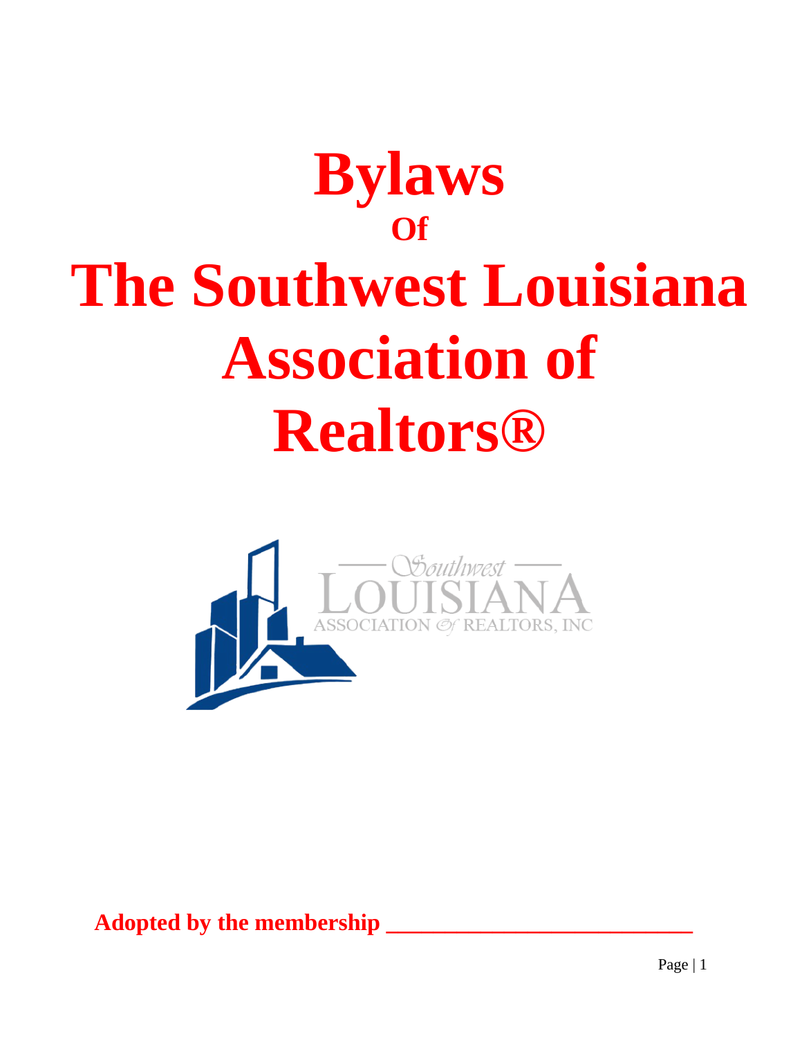# Bylaws
## Of
# The Southwest Louisiana Association of Realtors®

Southwest LOUISIANA ASSOCIATION of REALTORS, INC

**Adopted by the membership \_\_\_\_\_\_\_\_\_\_\_\_\_\_\_\_\_\_\_\_\_\_\_\_\_\_\_\_**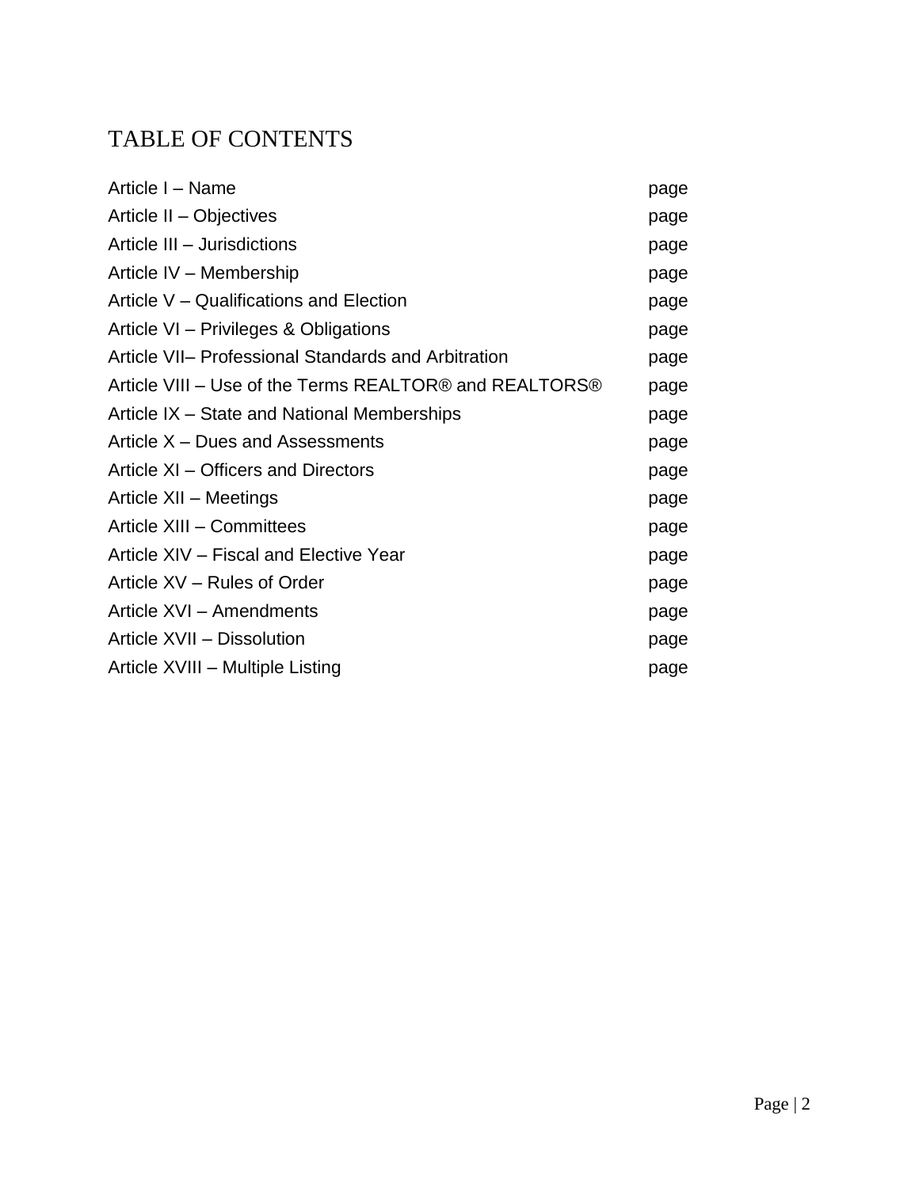# TABLE OF CONTENTS

| | |
|---|---|
| Article I – Name | page |
| Article II – Objectives | page |
| Article III – Jurisdictions | page |
| Article IV – Membership | page |
| Article V – Qualifications and Election | page |
| Article VI – Privileges & Obligations | page |
| Article VII– Professional Standards and Arbitration | page |
| Article VIII – Use of the Terms REALTOR® and REALTORS® | page |
| Article IX – State and National Memberships | page |
| Article X – Dues and Assessments | page |
| Article XI – Officers and Directors | page |
| Article XII – Meetings | page |
| Article XIII – Committees | page |
| Article XIV – Fiscal and Elective Year | page |
| Article XV – Rules of Order | page |
| Article XVI – Amendments | page |
| Article XVII – Dissolution | page |
| Article XVIII – Multiple Listing | page |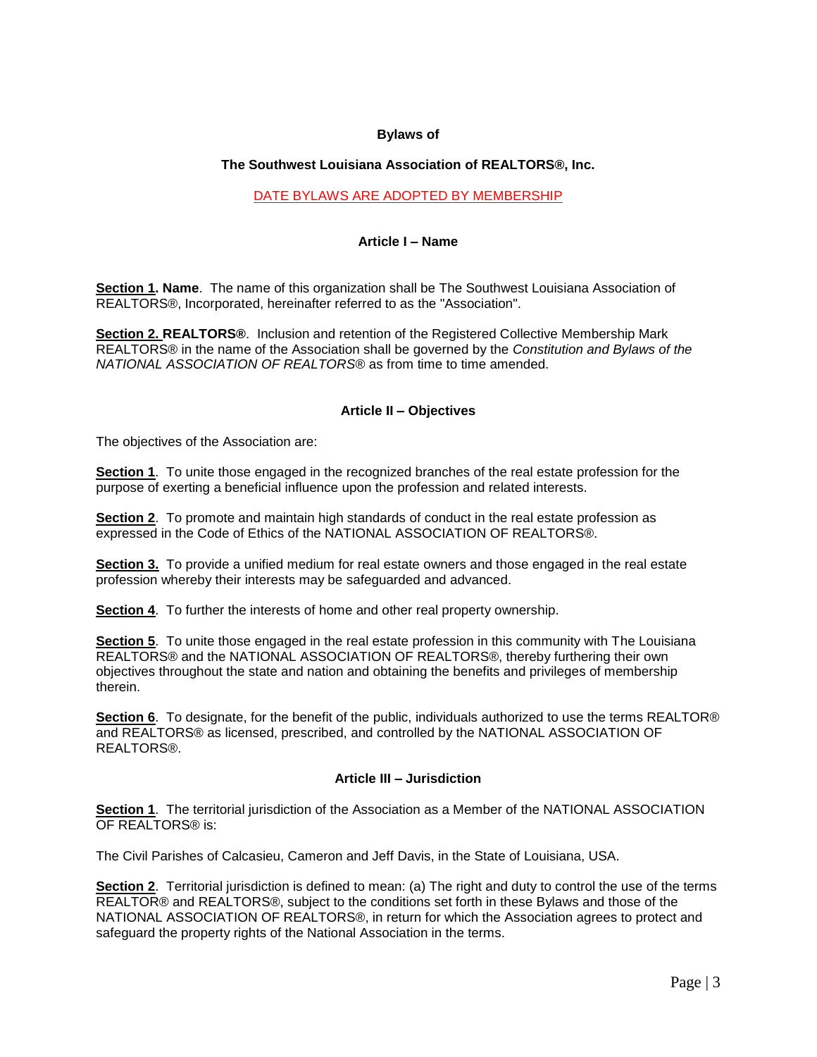**Bylaws of**

**The Southwest Louisiana Association of REALTORS®, Inc.**

DATE BYLAWS ARE ADOPTED BY MEMBERSHIP

## Article I – Name

**Section 1. Name**. The name of this organization shall be The Southwest Louisiana Association of REALTORS®, Incorporated, hereinafter referred to as the "Association".

**Section 2. REALTORS®**. Inclusion and retention of the Registered Collective Membership Mark REALTORS® in the name of the Association shall be governed by the *Constitution and Bylaws of the NATIONAL ASSOCIATION OF REALTORS®* as from time to time amended.

## Article II – Objectives

The objectives of the Association are:

**Section 1**. To unite those engaged in the recognized branches of the real estate profession for the purpose of exerting a beneficial influence upon the profession and related interests.

**Section 2**. To promote and maintain high standards of conduct in the real estate profession as expressed in the Code of Ethics of the NATIONAL ASSOCIATION OF REALTORS®.

**Section 3.** To provide a unified medium for real estate owners and those engaged in the real estate profession whereby their interests may be safeguarded and advanced.

**Section 4**. To further the interests of home and other real property ownership.

**Section 5**. To unite those engaged in the real estate profession in this community with The Louisiana REALTORS® and the NATIONAL ASSOCIATION OF REALTORS®, thereby furthering their own objectives throughout the state and nation and obtaining the benefits and privileges of membership therein.

**Section 6**. To designate, for the benefit of the public, individuals authorized to use the terms REALTOR® and REALTORS® as licensed, prescribed, and controlled by the NATIONAL ASSOCIATION OF REALTORS®.

## Article III – Jurisdiction

**Section 1**. The territorial jurisdiction of the Association as a Member of the NATIONAL ASSOCIATION OF REALTORS® is:

The Civil Parishes of Calcasieu, Cameron and Jeff Davis, in the State of Louisiana, USA.

**Section 2**. Territorial jurisdiction is defined to mean: (a) The right and duty to control the use of the terms REALTOR® and REALTORS®, subject to the conditions set forth in these Bylaws and those of the NATIONAL ASSOCIATION OF REALTORS®, in return for which the Association agrees to protect and safeguard the property rights of the National Association in the terms.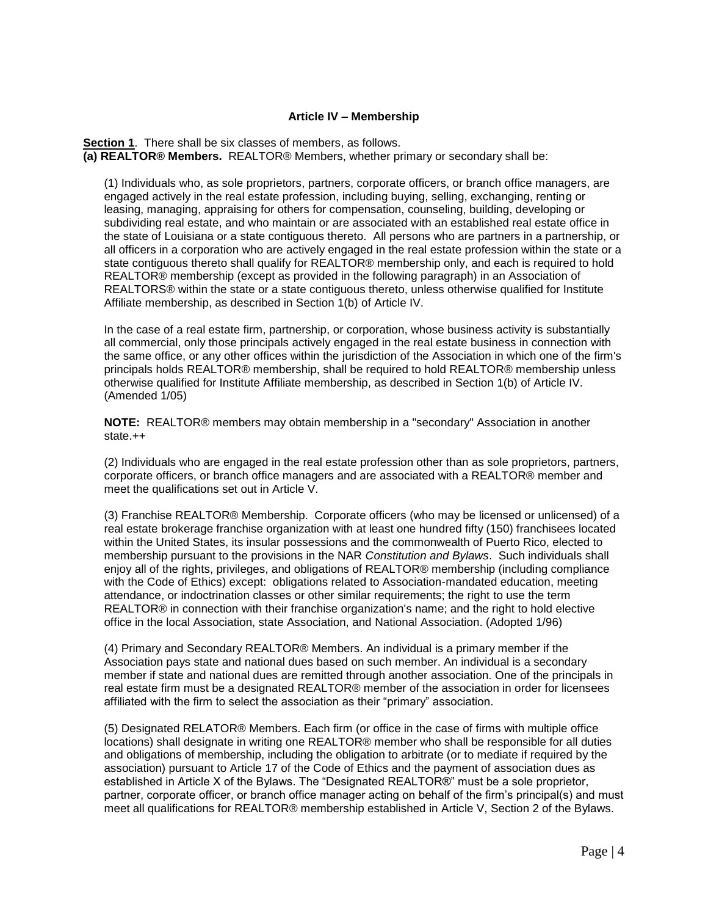### Article IV – Membership

**Section 1**. There shall be six classes of members, as follows.

**(a) REALTOR® Members.** REALTOR® Members, whether primary or secondary shall be:

(1) Individuals who, as sole proprietors, partners, corporate officers, or branch office managers, are engaged actively in the real estate profession, including buying, selling, exchanging, renting or leasing, managing, appraising for others for compensation, counseling, building, developing or subdividing real estate, and who maintain or are associated with an established real estate office in the state of Louisiana or a state contiguous thereto. All persons who are partners in a partnership, or all officers in a corporation who are actively engaged in the real estate profession within the state or a state contiguous thereto shall qualify for REALTOR® membership only, and each is required to hold REALTOR® membership (except as provided in the following paragraph) in an Association of REALTORS® within the state or a state contiguous thereto, unless otherwise qualified for Institute Affiliate membership, as described in Section 1(b) of Article IV.

In the case of a real estate firm, partnership, or corporation, whose business activity is substantially all commercial, only those principals actively engaged in the real estate business in connection with the same office, or any other offices within the jurisdiction of the Association in which one of the firm's principals holds REALTOR® membership, shall be required to hold REALTOR® membership unless otherwise qualified for Institute Affiliate membership, as described in Section 1(b) of Article IV. (Amended 1/05)

**NOTE:** REALTOR® members may obtain membership in a "secondary" Association in another state.++

(2) Individuals who are engaged in the real estate profession other than as sole proprietors, partners, corporate officers, or branch office managers and are associated with a REALTOR® member and meet the qualifications set out in Article V.

(3) Franchise REALTOR® Membership. Corporate officers (who may be licensed or unlicensed) of a real estate brokerage franchise organization with at least one hundred fifty (150) franchisees located within the United States, its insular possessions and the commonwealth of Puerto Rico, elected to membership pursuant to the provisions in the NAR *Constitution and Bylaws*. Such individuals shall enjoy all of the rights, privileges, and obligations of REALTOR® membership (including compliance with the Code of Ethics) except: obligations related to Association-mandated education, meeting attendance, or indoctrination classes or other similar requirements; the right to use the term REALTOR® in connection with their franchise organization's name; and the right to hold elective office in the local Association, state Association, and National Association. (Adopted 1/96)

(4) Primary and Secondary REALTOR® Members. An individual is a primary member if the Association pays state and national dues based on such member. An individual is a secondary member if state and national dues are remitted through another association. One of the principals in real estate firm must be a designated REALTOR® member of the association in order for licensees affiliated with the firm to select the association as their "primary" association.

(5) Designated RELATOR® Members. Each firm (or office in the case of firms with multiple office locations) shall designate in writing one REALTOR® member who shall be responsible for all duties and obligations of membership, including the obligation to arbitrate (or to mediate if required by the association) pursuant to Article 17 of the Code of Ethics and the payment of association dues as established in Article X of the Bylaws. The "Designated REALTOR®" must be a sole proprietor, partner, corporate officer, or branch office manager acting on behalf of the firm's principal(s) and must meet all qualifications for REALTOR® membership established in Article V, Section 2 of the Bylaws.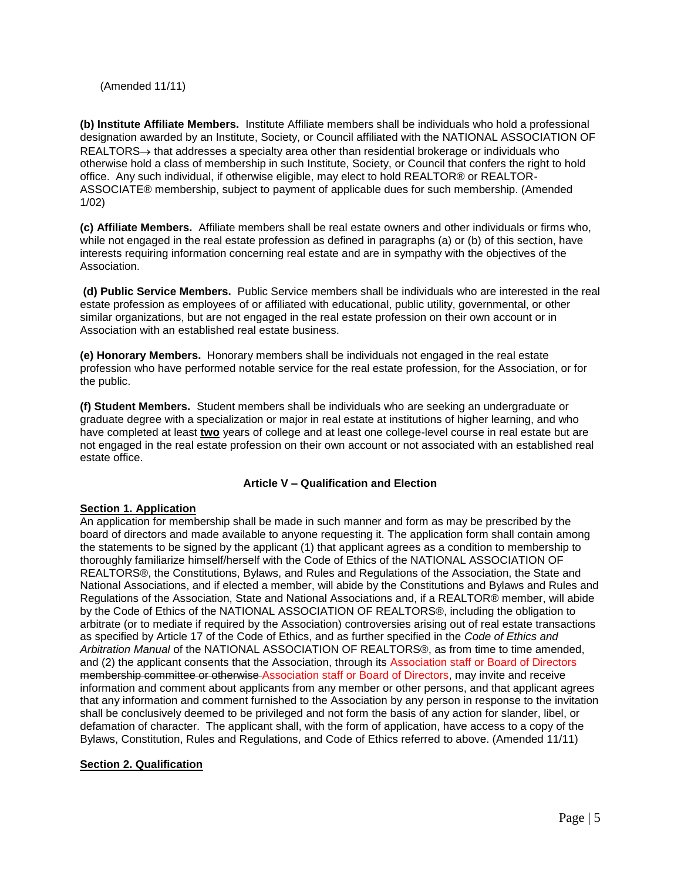(Amended 11/11)

**(b) Institute Affiliate Members.** Institute Affiliate members shall be individuals who hold a professional designation awarded by an Institute, Society, or Council affiliated with the NATIONAL ASSOCIATION OF REALTORS→ that addresses a specialty area other than residential brokerage or individuals who otherwise hold a class of membership in such Institute, Society, or Council that confers the right to hold office. Any such individual, if otherwise eligible, may elect to hold REALTOR® or REALTOR-ASSOCIATE® membership, subject to payment of applicable dues for such membership. (Amended 1/02)

**(c) Affiliate Members.** Affiliate members shall be real estate owners and other individuals or firms who, while not engaged in the real estate profession as defined in paragraphs (a) or (b) of this section, have interests requiring information concerning real estate and are in sympathy with the objectives of the Association.

**(d) Public Service Members.** Public Service members shall be individuals who are interested in the real estate profession as employees of or affiliated with educational, public utility, governmental, or other similar organizations, but are not engaged in the real estate profession on their own account or in Association with an established real estate business.

**(e) Honorary Members.** Honorary members shall be individuals not engaged in the real estate profession who have performed notable service for the real estate profession, for the Association, or for the public.

**(f) Student Members.** Student members shall be individuals who are seeking an undergraduate or graduate degree with a specialization or major in real estate at institutions of higher learning, and who have completed at least **two** years of college and at least one college-level course in real estate but are not engaged in the real estate profession on their own account or not associated with an established real estate office.

### Article V – Qualification and Election

**Section 1. Application**

An application for membership shall be made in such manner and form as may be prescribed by the board of directors and made available to anyone requesting it. The application form shall contain among the statements to be signed by the applicant (1) that applicant agrees as a condition to membership to thoroughly familiarize himself/herself with the Code of Ethics of the NATIONAL ASSOCIATION OF REALTORS®, the Constitutions, Bylaws, and Rules and Regulations of the Association, the State and National Associations, and if elected a member, will abide by the Constitutions and Bylaws and Rules and Regulations of the Association, State and National Associations and, if a REALTOR® member, will abide by the Code of Ethics of the NATIONAL ASSOCIATION OF REALTORS®, including the obligation to arbitrate (or to mediate if required by the Association) controversies arising out of real estate transactions as specified by Article 17 of the Code of Ethics, and as further specified in the *Code of Ethics and Arbitration Manual* of the NATIONAL ASSOCIATION OF REALTORS®, as from time to time amended, and (2) the applicant consents that the Association, through its Association staff or Board of Directors ~~membership committee or otherwise~~ Association staff or Board of Directors, may invite and receive information and comment about applicants from any member or other persons, and that applicant agrees that any information and comment furnished to the Association by any person in response to the invitation shall be conclusively deemed to be privileged and not form the basis of any action for slander, libel, or defamation of character. The applicant shall, with the form of application, have access to a copy of the Bylaws, Constitution, Rules and Regulations, and Code of Ethics referred to above. (Amended 11/11)

**Section 2. Qualification**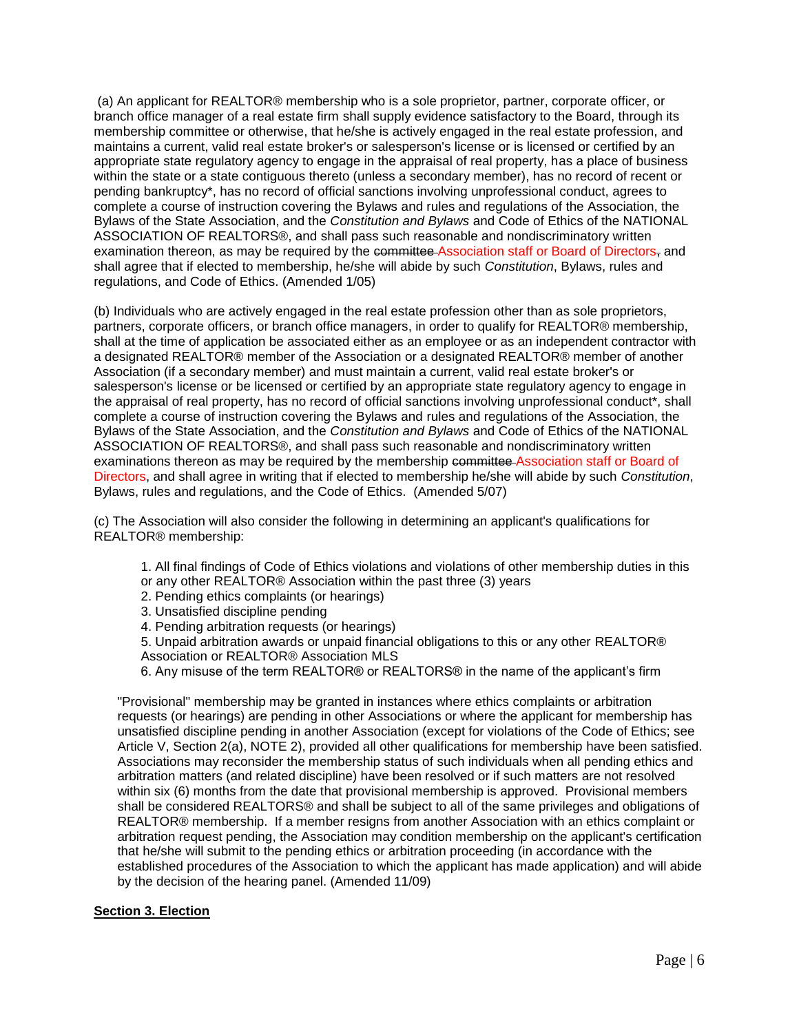(a) An applicant for REALTOR® membership who is a sole proprietor, partner, corporate officer, or branch office manager of a real estate firm shall supply evidence satisfactory to the Board, through its membership committee or otherwise, that he/she is actively engaged in the real estate profession, and maintains a current, valid real estate broker's or salesperson's license or is licensed or certified by an appropriate state regulatory agency to engage in the appraisal of real property, has a place of business within the state or a state contiguous thereto (unless a secondary member), has no record of recent or pending bankruptcy*, has no record of official sanctions involving unprofessional conduct, agrees to complete a course of instruction covering the Bylaws and rules and regulations of the Association, the Bylaws of the State Association, and the *Constitution and Bylaws* and Code of Ethics of the NATIONAL ASSOCIATION OF REALTORS®, and shall pass such reasonable and nondiscriminatory written examination thereon, as may be required by the ~~committee~~ Association staff or Board of Directors~~,~~ and shall agree that if elected to membership, he/she will abide by such *Constitution*, Bylaws, rules and regulations, and Code of Ethics. (Amended 1/05)

(b) Individuals who are actively engaged in the real estate profession other than as sole proprietors, partners, corporate officers, or branch office managers, in order to qualify for REALTOR® membership, shall at the time of application be associated either as an employee or as an independent contractor with a designated REALTOR® member of the Association or a designated REALTOR® member of another Association (if a secondary member) and must maintain a current, valid real estate broker's or salesperson's license or be licensed or certified by an appropriate state regulatory agency to engage in the appraisal of real property, has no record of official sanctions involving unprofessional conduct*, shall complete a course of instruction covering the Bylaws and rules and regulations of the Association, the Bylaws of the State Association, and the *Constitution and Bylaws* and Code of Ethics of the NATIONAL ASSOCIATION OF REALTORS®, and shall pass such reasonable and nondiscriminatory written examinations thereon as may be required by the membership ~~committee~~ Association staff or Board of Directors, and shall agree in writing that if elected to membership he/she will abide by such *Constitution*, Bylaws, rules and regulations, and the Code of Ethics. (Amended 5/07)

(c) The Association will also consider the following in determining an applicant's qualifications for REALTOR® membership:

1. All final findings of Code of Ethics violations and violations of other membership duties in this or any other REALTOR® Association within the past three (3) years
2. Pending ethics complaints (or hearings)
3. Unsatisfied discipline pending
4. Pending arbitration requests (or hearings)
5. Unpaid arbitration awards or unpaid financial obligations to this or any other REALTOR® Association or REALTOR® Association MLS
6. Any misuse of the term REALTOR® or REALTORS® in the name of the applicant's firm

"Provisional" membership may be granted in instances where ethics complaints or arbitration requests (or hearings) are pending in other Associations or where the applicant for membership has unsatisfied discipline pending in another Association (except for violations of the Code of Ethics; see Article V, Section 2(a), NOTE 2), provided all other qualifications for membership have been satisfied. Associations may reconsider the membership status of such individuals when all pending ethics and arbitration matters (and related discipline) have been resolved or if such matters are not resolved within six (6) months from the date that provisional membership is approved. Provisional members shall be considered REALTORS® and shall be subject to all of the same privileges and obligations of REALTOR® membership. If a member resigns from another Association with an ethics complaint or arbitration request pending, the Association may condition membership on the applicant's certification that he/she will submit to the pending ethics or arbitration proceeding (in accordance with the established procedures of the Association to which the applicant has made application) and will abide by the decision of the hearing panel. (Amended 11/09)

**Section 3. Election**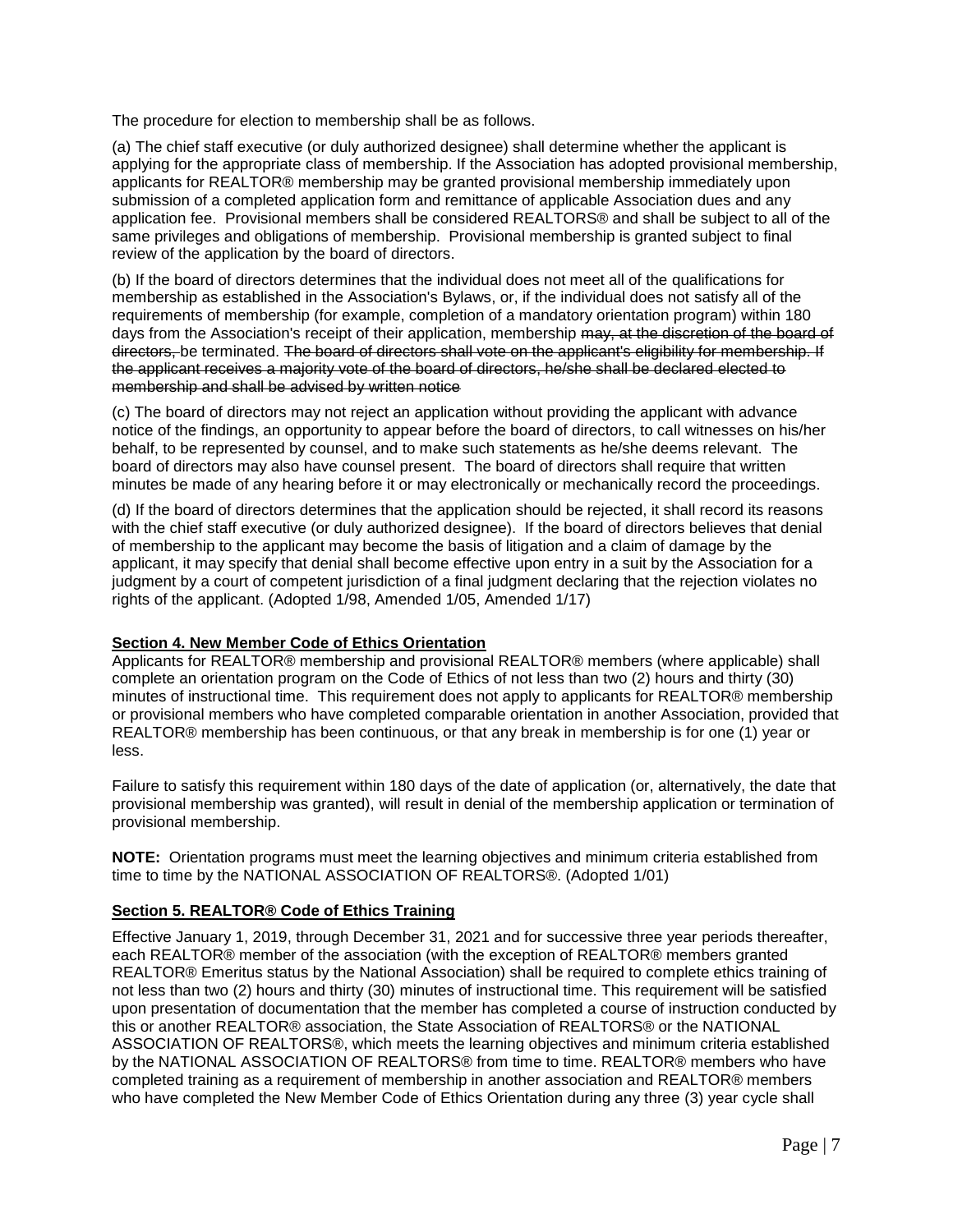The procedure for election to membership shall be as follows.

(a) The chief staff executive (or duly authorized designee) shall determine whether the applicant is applying for the appropriate class of membership. If the Association has adopted provisional membership, applicants for REALTOR® membership may be granted provisional membership immediately upon submission of a completed application form and remittance of applicable Association dues and any application fee. Provisional members shall be considered REALTORS® and shall be subject to all of the same privileges and obligations of membership. Provisional membership is granted subject to final review of the application by the board of directors.

(b) If the board of directors determines that the individual does not meet all of the qualifications for membership as established in the Association's Bylaws, or, if the individual does not satisfy all of the requirements of membership (for example, completion of a mandatory orientation program) within 180 days from the Association's receipt of their application, membership ~~may, at the discretion of the board of directors,~~ be terminated. ~~The board of directors shall vote on the applicant's eligibility for membership. If the applicant receives a majority vote of the board of directors, he/she shall be declared elected to membership and shall be advised by written notice~~

(c) The board of directors may not reject an application without providing the applicant with advance notice of the findings, an opportunity to appear before the board of directors, to call witnesses on his/her behalf, to be represented by counsel, and to make such statements as he/she deems relevant. The board of directors may also have counsel present. The board of directors shall require that written minutes be made of any hearing before it or may electronically or mechanically record the proceedings.

(d) If the board of directors determines that the application should be rejected, it shall record its reasons with the chief staff executive (or duly authorized designee). If the board of directors believes that denial of membership to the applicant may become the basis of litigation and a claim of damage by the applicant, it may specify that denial shall become effective upon entry in a suit by the Association for a judgment by a court of competent jurisdiction of a final judgment declaring that the rejection violates no rights of the applicant. (Adopted 1/98, Amended 1/05, Amended 1/17)

### Section 4. New Member Code of Ethics Orientation

Applicants for REALTOR® membership and provisional REALTOR® members (where applicable) shall complete an orientation program on the Code of Ethics of not less than two (2) hours and thirty (30) minutes of instructional time. This requirement does not apply to applicants for REALTOR® membership or provisional members who have completed comparable orientation in another Association, provided that REALTOR® membership has been continuous, or that any break in membership is for one (1) year or less.

Failure to satisfy this requirement within 180 days of the date of application (or, alternatively, the date that provisional membership was granted), will result in denial of the membership application or termination of provisional membership.

**NOTE:** Orientation programs must meet the learning objectives and minimum criteria established from time to time by the NATIONAL ASSOCIATION OF REALTORS®. (Adopted 1/01)

### Section 5. REALTOR® Code of Ethics Training

Effective January 1, 2019, through December 31, 2021 and for successive three year periods thereafter, each REALTOR® member of the association (with the exception of REALTOR® members granted REALTOR® Emeritus status by the National Association) shall be required to complete ethics training of not less than two (2) hours and thirty (30) minutes of instructional time. This requirement will be satisfied upon presentation of documentation that the member has completed a course of instruction conducted by this or another REALTOR® association, the State Association of REALTORS® or the NATIONAL ASSOCIATION OF REALTORS®, which meets the learning objectives and minimum criteria established by the NATIONAL ASSOCIATION OF REALTORS® from time to time. REALTOR® members who have completed training as a requirement of membership in another association and REALTOR® members who have completed the New Member Code of Ethics Orientation during any three (3) year cycle shall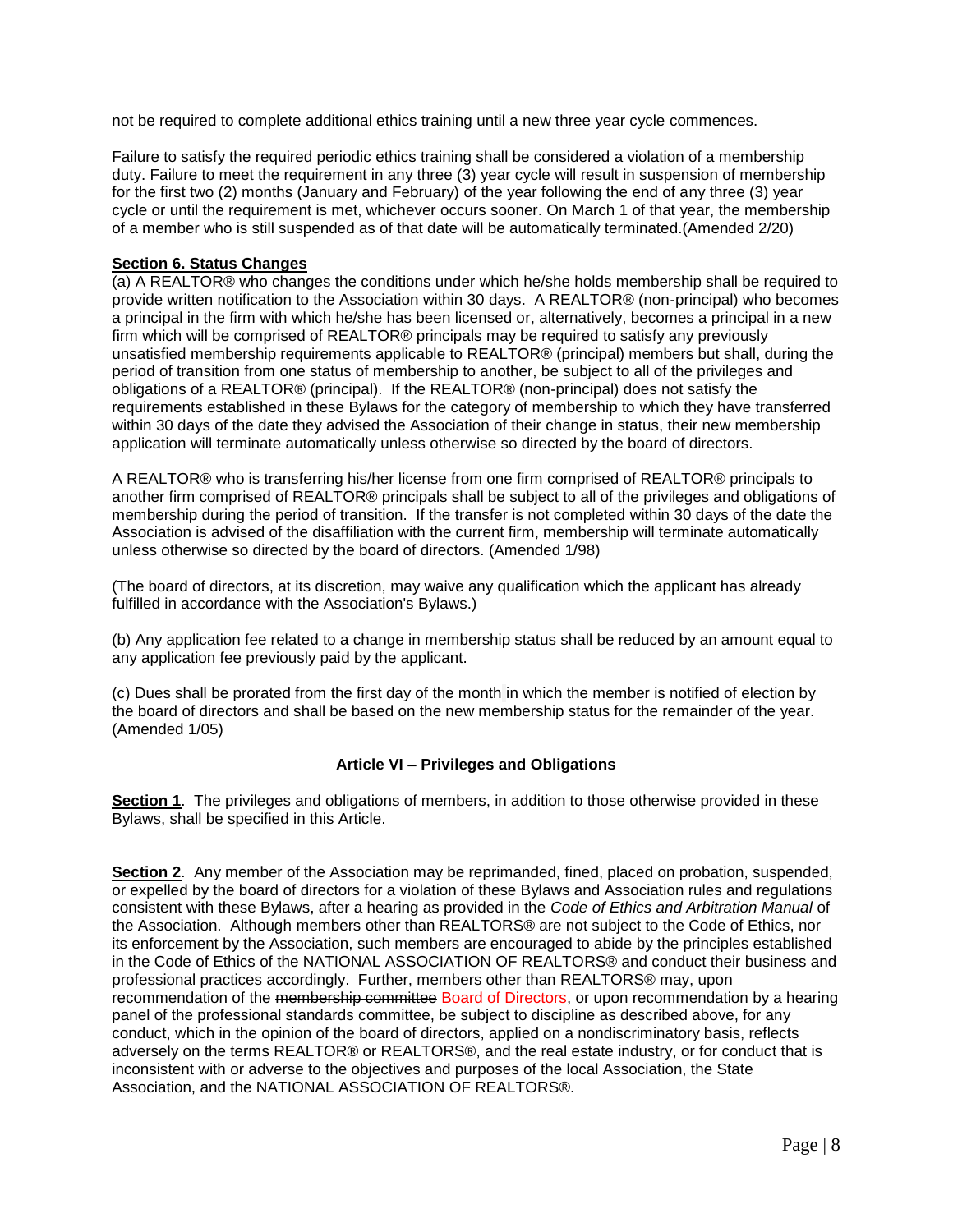not be required to complete additional ethics training until a new three year cycle commences.

Failure to satisfy the required periodic ethics training shall be considered a violation of a membership duty. Failure to meet the requirement in any three (3) year cycle will result in suspension of membership for the first two (2) months (January and February) of the year following the end of any three (3) year cycle or until the requirement is met, whichever occurs sooner. On March 1 of that year, the membership of a member who is still suspended as of that date will be automatically terminated.(Amended 2/20)

**Section 6. Status Changes**

(a) A REALTOR® who changes the conditions under which he/she holds membership shall be required to provide written notification to the Association within 30 days. A REALTOR® (non-principal) who becomes a principal in the firm with which he/she has been licensed or, alternatively, becomes a principal in a new firm which will be comprised of REALTOR® principals may be required to satisfy any previously unsatisfied membership requirements applicable to REALTOR® (principal) members but shall, during the period of transition from one status of membership to another, be subject to all of the privileges and obligations of a REALTOR® (principal). If the REALTOR® (non-principal) does not satisfy the requirements established in these Bylaws for the category of membership to which they have transferred within 30 days of the date they advised the Association of their change in status, their new membership application will terminate automatically unless otherwise so directed by the board of directors.

A REALTOR® who is transferring his/her license from one firm comprised of REALTOR® principals to another firm comprised of REALTOR® principals shall be subject to all of the privileges and obligations of membership during the period of transition. If the transfer is not completed within 30 days of the date the Association is advised of the disaffiliation with the current firm, membership will terminate automatically unless otherwise so directed by the board of directors. (Amended 1/98)

(The board of directors, at its discretion, may waive any qualification which the applicant has already fulfilled in accordance with the Association's Bylaws.)

(b) Any application fee related to a change in membership status shall be reduced by an amount equal to any application fee previously paid by the applicant.

(c) Dues shall be prorated from the first day of the month in which the member is notified of election by the board of directors and shall be based on the new membership status for the remainder of the year. (Amended 1/05)

### Article VI – Privileges and Obligations

**Section 1**. The privileges and obligations of members, in addition to those otherwise provided in these Bylaws, shall be specified in this Article.

**Section 2**. Any member of the Association may be reprimanded, fined, placed on probation, suspended, or expelled by the board of directors for a violation of these Bylaws and Association rules and regulations consistent with these Bylaws, after a hearing as provided in the *Code of Ethics and Arbitration Manual* of the Association. Although members other than REALTORS® are not subject to the Code of Ethics, nor its enforcement by the Association, such members are encouraged to abide by the principles established in the Code of Ethics of the NATIONAL ASSOCIATION OF REALTORS® and conduct their business and professional practices accordingly. Further, members other than REALTORS® may, upon recommendation of the ~~membership committee~~ Board of Directors, or upon recommendation by a hearing panel of the professional standards committee, be subject to discipline as described above, for any conduct, which in the opinion of the board of directors, applied on a nondiscriminatory basis, reflects adversely on the terms REALTOR® or REALTORS®, and the real estate industry, or for conduct that is inconsistent with or adverse to the objectives and purposes of the local Association, the State Association, and the NATIONAL ASSOCIATION OF REALTORS®.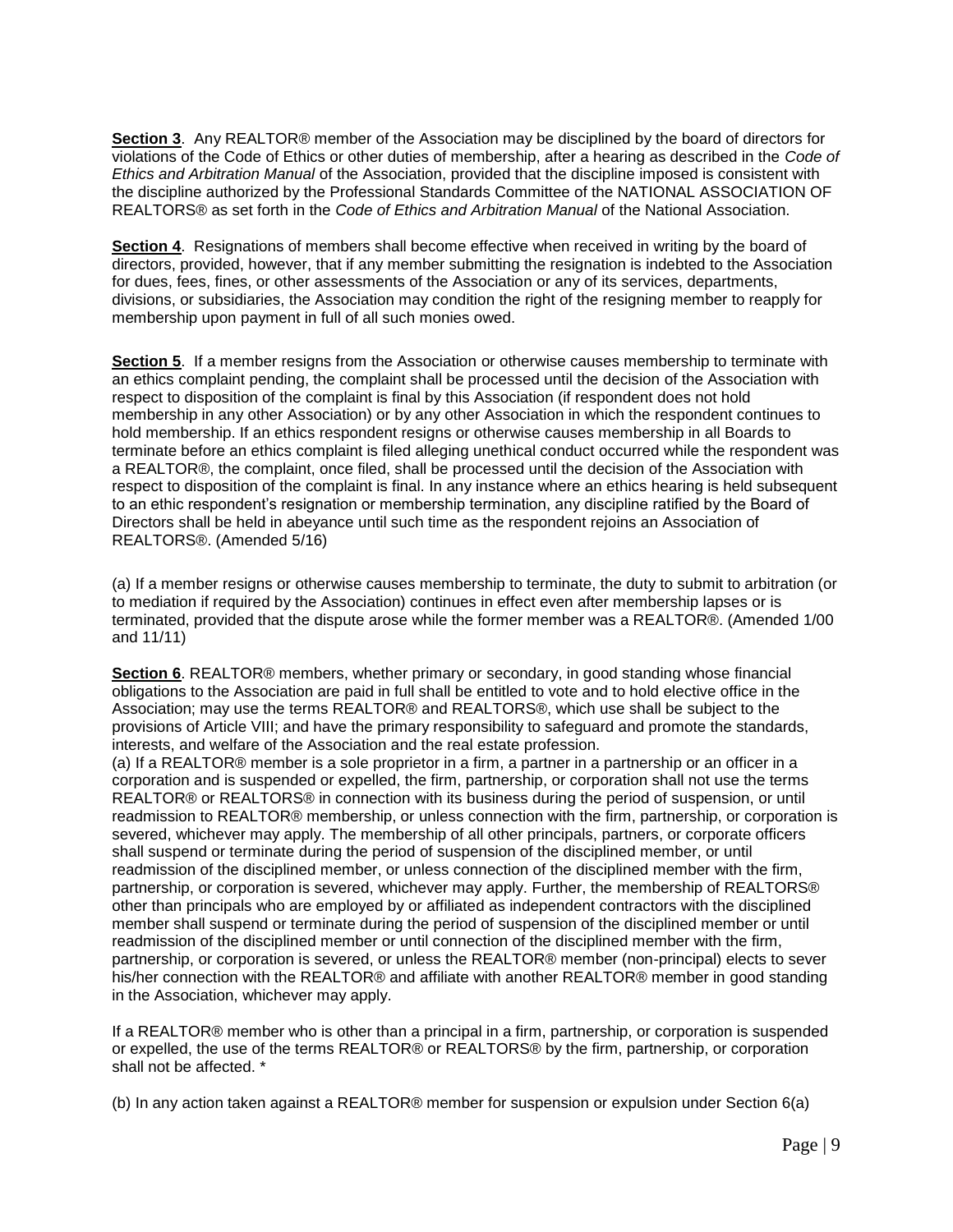**Section 3**. Any REALTOR® member of the Association may be disciplined by the board of directors for violations of the Code of Ethics or other duties of membership, after a hearing as described in the *Code of Ethics and Arbitration Manual* of the Association, provided that the discipline imposed is consistent with the discipline authorized by the Professional Standards Committee of the NATIONAL ASSOCIATION OF REALTORS® as set forth in the *Code of Ethics and Arbitration Manual* of the National Association.

**Section 4**. Resignations of members shall become effective when received in writing by the board of directors, provided, however, that if any member submitting the resignation is indebted to the Association for dues, fees, fines, or other assessments of the Association or any of its services, departments, divisions, or subsidiaries, the Association may condition the right of the resigning member to reapply for membership upon payment in full of all such monies owed.

**Section 5**. If a member resigns from the Association or otherwise causes membership to terminate with an ethics complaint pending, the complaint shall be processed until the decision of the Association with respect to disposition of the complaint is final by this Association (if respondent does not hold membership in any other Association) or by any other Association in which the respondent continues to hold membership. If an ethics respondent resigns or otherwise causes membership in all Boards to terminate before an ethics complaint is filed alleging unethical conduct occurred while the respondent was a REALTOR®, the complaint, once filed, shall be processed until the decision of the Association with respect to disposition of the complaint is final. In any instance where an ethics hearing is held subsequent to an ethic respondent's resignation or membership termination, any discipline ratified by the Board of Directors shall be held in abeyance until such time as the respondent rejoins an Association of REALTORS®. (Amended 5/16)

(a) If a member resigns or otherwise causes membership to terminate, the duty to submit to arbitration (or to mediation if required by the Association) continues in effect even after membership lapses or is terminated, provided that the dispute arose while the former member was a REALTOR®. (Amended 1/00 and 11/11)

**Section 6**. REALTOR® members, whether primary or secondary, in good standing whose financial obligations to the Association are paid in full shall be entitled to vote and to hold elective office in the Association; may use the terms REALTOR® and REALTORS®, which use shall be subject to the provisions of Article VIII; and have the primary responsibility to safeguard and promote the standards, interests, and welfare of the Association and the real estate profession.

(a) If a REALTOR® member is a sole proprietor in a firm, a partner in a partnership or an officer in a corporation and is suspended or expelled, the firm, partnership, or corporation shall not use the terms REALTOR® or REALTORS® in connection with its business during the period of suspension, or until readmission to REALTOR® membership, or unless connection with the firm, partnership, or corporation is severed, whichever may apply. The membership of all other principals, partners, or corporate officers shall suspend or terminate during the period of suspension of the disciplined member, or until readmission of the disciplined member, or unless connection of the disciplined member with the firm, partnership, or corporation is severed, whichever may apply. Further, the membership of REALTORS® other than principals who are employed by or affiliated as independent contractors with the disciplined member shall suspend or terminate during the period of suspension of the disciplined member or until readmission of the disciplined member or until connection of the disciplined member with the firm, partnership, or corporation is severed, or unless the REALTOR® member (non-principal) elects to sever his/her connection with the REALTOR® and affiliate with another REALTOR® member in good standing in the Association, whichever may apply.

If a REALTOR® member who is other than a principal in a firm, partnership, or corporation is suspended or expelled, the use of the terms REALTOR® or REALTORS® by the firm, partnership, or corporation shall not be affected. *

(b) In any action taken against a REALTOR® member for suspension or expulsion under Section 6(a)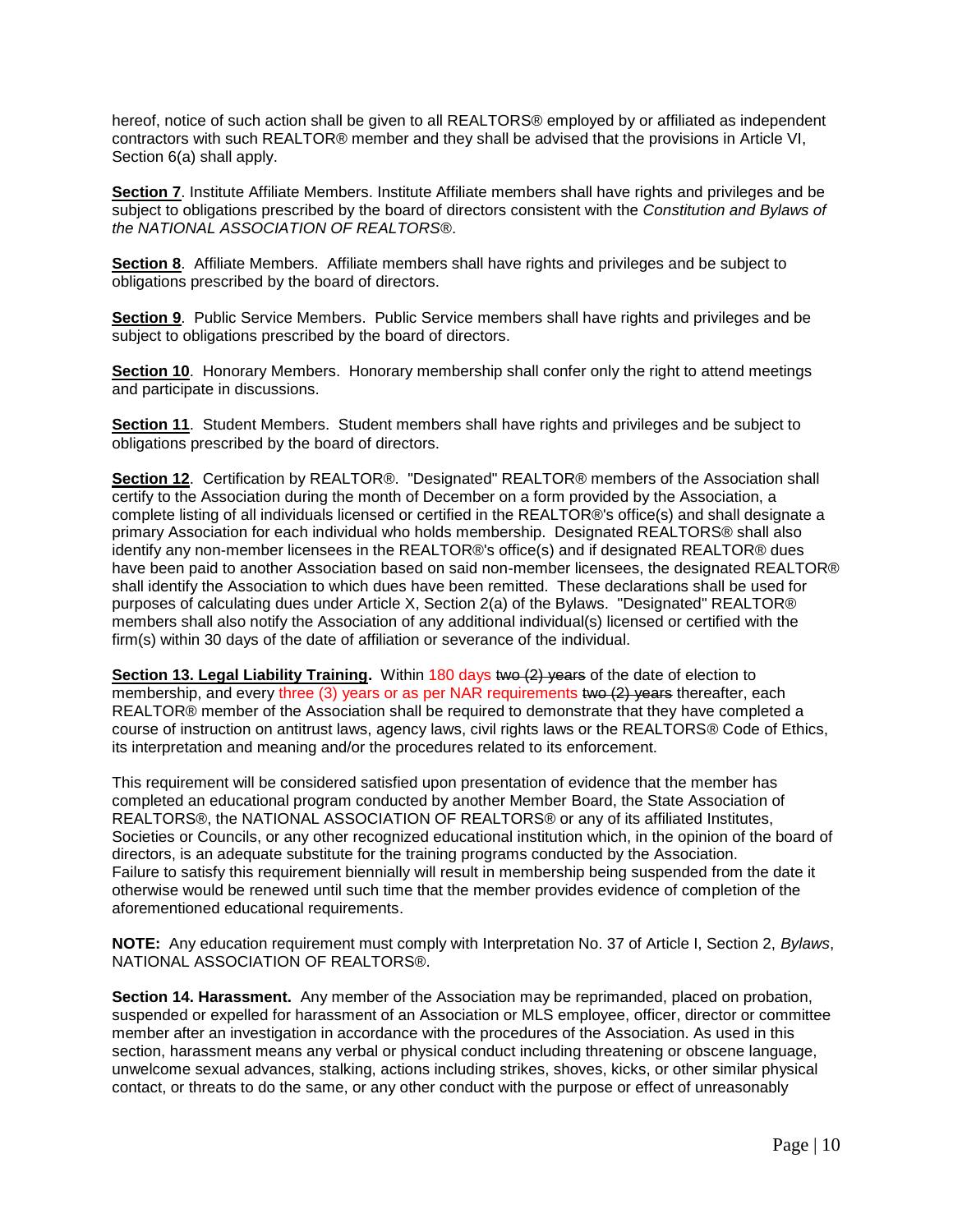hereof, notice of such action shall be given to all REALTORS® employed by or affiliated as independent contractors with such REALTOR® member and they shall be advised that the provisions in Article VI, Section 6(a) shall apply.

**Section 7**. Institute Affiliate Members. Institute Affiliate members shall have rights and privileges and be subject to obligations prescribed by the board of directors consistent with the *Constitution and Bylaws of the NATIONAL ASSOCIATION OF REALTORS®.*

**Section 8**. Affiliate Members. Affiliate members shall have rights and privileges and be subject to obligations prescribed by the board of directors.

**Section 9**. Public Service Members. Public Service members shall have rights and privileges and be subject to obligations prescribed by the board of directors.

**Section 10**. Honorary Members. Honorary membership shall confer only the right to attend meetings and participate in discussions.

**Section 11**. Student Members. Student members shall have rights and privileges and be subject to obligations prescribed by the board of directors.

**Section 12**. Certification by REALTOR®. "Designated" REALTOR® members of the Association shall certify to the Association during the month of December on a form provided by the Association, a complete listing of all individuals licensed or certified in the REALTOR®'s office(s) and shall designate a primary Association for each individual who holds membership. Designated REALTORS® shall also identify any non-member licensees in the REALTOR®'s office(s) and if designated REALTOR® dues have been paid to another Association based on said non-member licensees, the designated REALTOR® shall identify the Association to which dues have been remitted. These declarations shall be used for purposes of calculating dues under Article X, Section 2(a) of the Bylaws. "Designated" REALTOR® members shall also notify the Association of any additional individual(s) licensed or certified with the firm(s) within 30 days of the date of affiliation or severance of the individual.

**Section 13. Legal Liability Training.** Within 180 days ~~two (2) years~~ of the date of election to membership, and every three (3) years or as per NAR requirements ~~two (2) years~~ thereafter, each REALTOR® member of the Association shall be required to demonstrate that they have completed a course of instruction on antitrust laws, agency laws, civil rights laws or the REALTORS® Code of Ethics, its interpretation and meaning and/or the procedures related to its enforcement.

This requirement will be considered satisfied upon presentation of evidence that the member has completed an educational program conducted by another Member Board, the State Association of REALTORS®, the NATIONAL ASSOCIATION OF REALTORS® or any of its affiliated Institutes, Societies or Councils, or any other recognized educational institution which, in the opinion of the board of directors, is an adequate substitute for the training programs conducted by the Association. Failure to satisfy this requirement biennially will result in membership being suspended from the date it otherwise would be renewed until such time that the member provides evidence of completion of the aforementioned educational requirements.

**NOTE:** Any education requirement must comply with Interpretation No. 37 of Article I, Section 2, *Bylaws*, NATIONAL ASSOCIATION OF REALTORS®.

**Section 14. Harassment.** Any member of the Association may be reprimanded, placed on probation, suspended or expelled for harassment of an Association or MLS employee, officer, director or committee member after an investigation in accordance with the procedures of the Association. As used in this section, harassment means any verbal or physical conduct including threatening or obscene language, unwelcome sexual advances, stalking, actions including strikes, shoves, kicks, or other similar physical contact, or threats to do the same, or any other conduct with the purpose or effect of unreasonably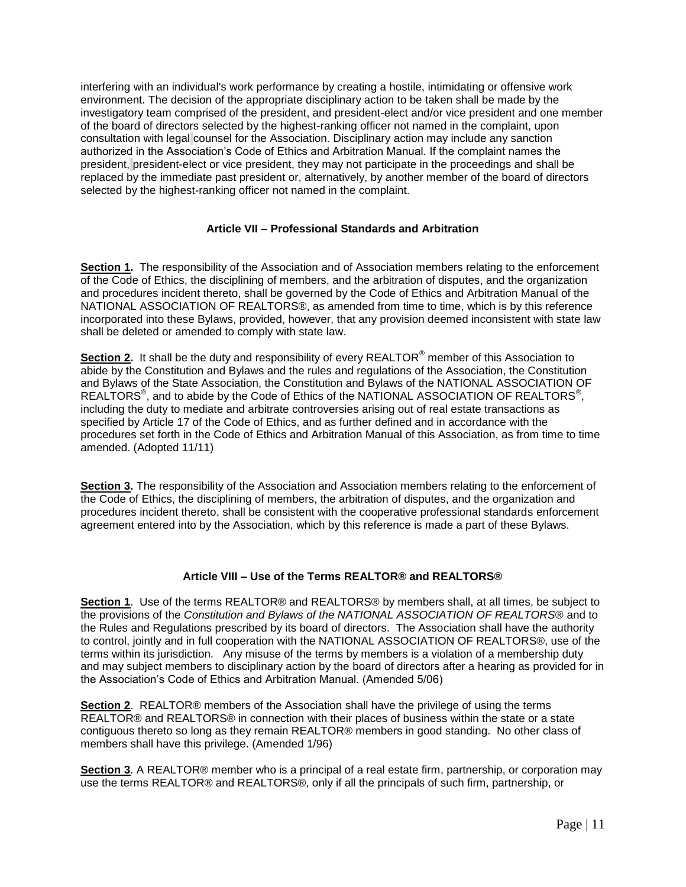interfering with an individual's work performance by creating a hostile, intimidating or offensive work environment. The decision of the appropriate disciplinary action to be taken shall be made by the investigatory team comprised of the president, and president-elect and/or vice president and one member of the board of directors selected by the highest-ranking officer not named in the complaint, upon consultation with legal counsel for the Association. Disciplinary action may include any sanction authorized in the Association's Code of Ethics and Arbitration Manual. If the complaint names the president, president-elect or vice president, they may not participate in the proceedings and shall be replaced by the immediate past president or, alternatively, by another member of the board of directors selected by the highest-ranking officer not named in the complaint.

### Article VII – Professional Standards and Arbitration

**Section 1.** The responsibility of the Association and of Association members relating to the enforcement of the Code of Ethics, the disciplining of members, and the arbitration of disputes, and the organization and procedures incident thereto, shall be governed by the Code of Ethics and Arbitration Manual of the NATIONAL ASSOCIATION OF REALTORS®, as amended from time to time, which is by this reference incorporated into these Bylaws, provided, however, that any provision deemed inconsistent with state law shall be deleted or amended to comply with state law.

**Section 2.** It shall be the duty and responsibility of every REALTOR® member of this Association to abide by the Constitution and Bylaws and the rules and regulations of the Association, the Constitution and Bylaws of the State Association, the Constitution and Bylaws of the NATIONAL ASSOCIATION OF REALTORS®, and to abide by the Code of Ethics of the NATIONAL ASSOCIATION OF REALTORS®, including the duty to mediate and arbitrate controversies arising out of real estate transactions as specified by Article 17 of the Code of Ethics, and as further defined and in accordance with the procedures set forth in the Code of Ethics and Arbitration Manual of this Association, as from time to time amended. (Adopted 11/11)

**Section 3.** The responsibility of the Association and Association members relating to the enforcement of the Code of Ethics, the disciplining of members, the arbitration of disputes, and the organization and procedures incident thereto, shall be consistent with the cooperative professional standards enforcement agreement entered into by the Association, which by this reference is made a part of these Bylaws.

### Article VIII – Use of the Terms REALTOR® and REALTORS®

**Section 1**. Use of the terms REALTOR® and REALTORS® by members shall, at all times, be subject to the provisions of the *Constitution and Bylaws of the NATIONAL ASSOCIATION OF REALTORS®* and to the Rules and Regulations prescribed by its board of directors. The Association shall have the authority to control, jointly and in full cooperation with the NATIONAL ASSOCIATION OF REALTORS®, use of the terms within its jurisdiction. Any misuse of the terms by members is a violation of a membership duty and may subject members to disciplinary action by the board of directors after a hearing as provided for in the Association's Code of Ethics and Arbitration Manual. (Amended 5/06)

**Section 2**. REALTOR® members of the Association shall have the privilege of using the terms REALTOR® and REALTORS® in connection with their places of business within the state or a state contiguous thereto so long as they remain REALTOR® members in good standing. No other class of members shall have this privilege. (Amended 1/96)

**Section 3**. A REALTOR® member who is a principal of a real estate firm, partnership, or corporation may use the terms REALTOR® and REALTORS®, only if all the principals of such firm, partnership, or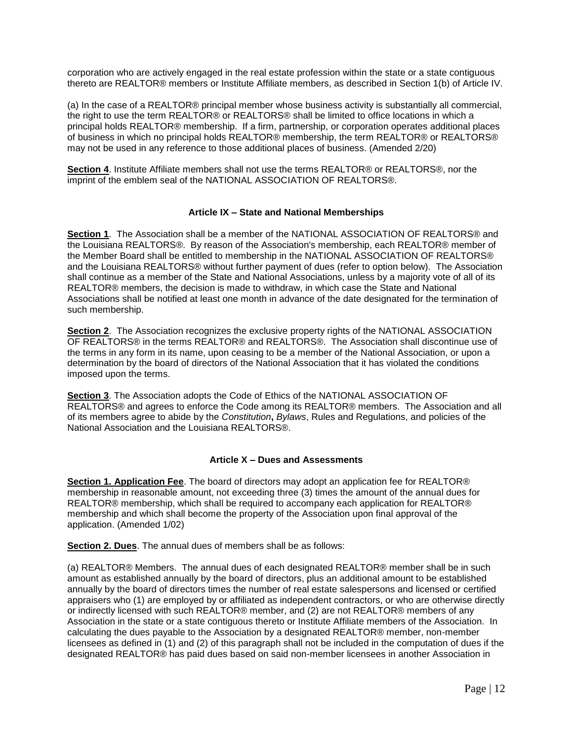corporation who are actively engaged in the real estate profession within the state or a state contiguous thereto are REALTOR® members or Institute Affiliate members, as described in Section 1(b) of Article IV.

(a) In the case of a REALTOR® principal member whose business activity is substantially all commercial, the right to use the term REALTOR® or REALTORS® shall be limited to office locations in which a principal holds REALTOR® membership. If a firm, partnership, or corporation operates additional places of business in which no principal holds REALTOR® membership, the term REALTOR® or REALTORS® may not be used in any reference to those additional places of business. (Amended 2/20)

**Section 4**. Institute Affiliate members shall not use the terms REALTOR® or REALTORS®, nor the imprint of the emblem seal of the NATIONAL ASSOCIATION OF REALTORS®.

### Article IX – State and National Memberships

**Section 1**. The Association shall be a member of the NATIONAL ASSOCIATION OF REALTORS® and the Louisiana REALTORS®. By reason of the Association's membership, each REALTOR® member of the Member Board shall be entitled to membership in the NATIONAL ASSOCIATION OF REALTORS® and the Louisiana REALTORS® without further payment of dues (refer to option below). The Association shall continue as a member of the State and National Associations, unless by a majority vote of all of its REALTOR® members, the decision is made to withdraw, in which case the State and National Associations shall be notified at least one month in advance of the date designated for the termination of such membership.

**Section 2**. The Association recognizes the exclusive property rights of the NATIONAL ASSOCIATION OF REALTORS® in the terms REALTOR® and REALTORS®. The Association shall discontinue use of the terms in any form in its name, upon ceasing to be a member of the National Association, or upon a determination by the board of directors of the National Association that it has violated the conditions imposed upon the terms.

**Section 3**. The Association adopts the Code of Ethics of the NATIONAL ASSOCIATION OF REALTORS® and agrees to enforce the Code among its REALTOR® members. The Association and all of its members agree to abide by the *Constitution***,** *Bylaws*, Rules and Regulations, and policies of the National Association and the Louisiana REALTORS®.

### Article X – Dues and Assessments

**Section 1. Application Fee**. The board of directors may adopt an application fee for REALTOR® membership in reasonable amount, not exceeding three (3) times the amount of the annual dues for REALTOR® membership, which shall be required to accompany each application for REALTOR® membership and which shall become the property of the Association upon final approval of the application. (Amended 1/02)

**Section 2. Dues**. The annual dues of members shall be as follows:

(a) REALTOR® Members. The annual dues of each designated REALTOR® member shall be in such amount as established annually by the board of directors, plus an additional amount to be established annually by the board of directors times the number of real estate salespersons and licensed or certified appraisers who (1) are employed by or affiliated as independent contractors, or who are otherwise directly or indirectly licensed with such REALTOR® member, and (2) are not REALTOR® members of any Association in the state or a state contiguous thereto or Institute Affiliate members of the Association. In calculating the dues payable to the Association by a designated REALTOR® member, non-member licensees as defined in (1) and (2) of this paragraph shall not be included in the computation of dues if the designated REALTOR® has paid dues based on said non-member licensees in another Association in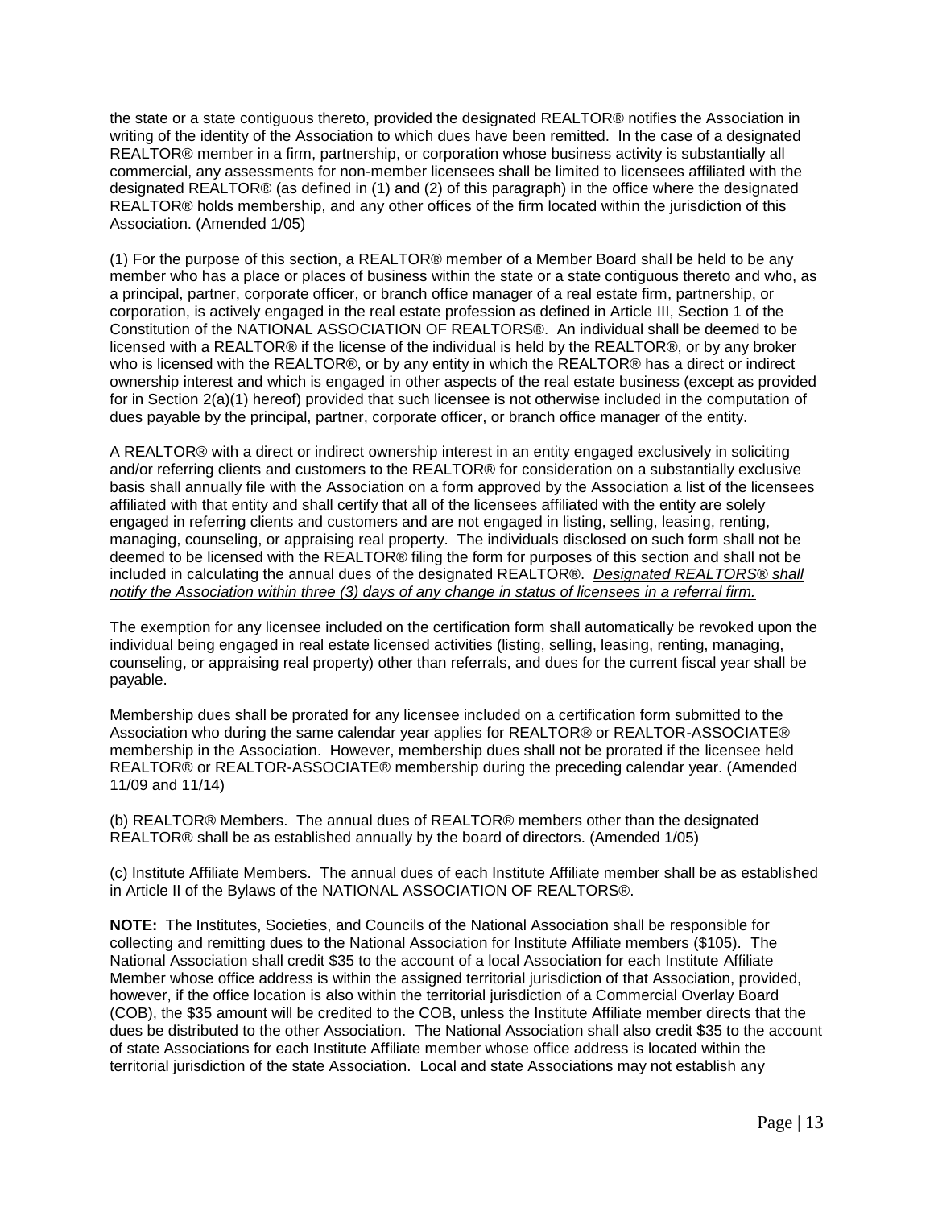the state or a state contiguous thereto, provided the designated REALTOR® notifies the Association in writing of the identity of the Association to which dues have been remitted. In the case of a designated REALTOR® member in a firm, partnership, or corporation whose business activity is substantially all commercial, any assessments for non-member licensees shall be limited to licensees affiliated with the designated REALTOR® (as defined in (1) and (2) of this paragraph) in the office where the designated REALTOR® holds membership, and any other offices of the firm located within the jurisdiction of this Association. (Amended 1/05)

(1) For the purpose of this section, a REALTOR® member of a Member Board shall be held to be any member who has a place or places of business within the state or a state contiguous thereto and who, as a principal, partner, corporate officer, or branch office manager of a real estate firm, partnership, or corporation, is actively engaged in the real estate profession as defined in Article III, Section 1 of the Constitution of the NATIONAL ASSOCIATION OF REALTORS®. An individual shall be deemed to be licensed with a REALTOR® if the license of the individual is held by the REALTOR®, or by any broker who is licensed with the REALTOR®, or by any entity in which the REALTOR® has a direct or indirect ownership interest and which is engaged in other aspects of the real estate business (except as provided for in Section 2(a)(1) hereof) provided that such licensee is not otherwise included in the computation of dues payable by the principal, partner, corporate officer, or branch office manager of the entity.

A REALTOR® with a direct or indirect ownership interest in an entity engaged exclusively in soliciting and/or referring clients and customers to the REALTOR® for consideration on a substantially exclusive basis shall annually file with the Association on a form approved by the Association a list of the licensees affiliated with that entity and shall certify that all of the licensees affiliated with the entity are solely engaged in referring clients and customers and are not engaged in listing, selling, leasing, renting, managing, counseling, or appraising real property. The individuals disclosed on such form shall not be deemed to be licensed with the REALTOR® filing the form for purposes of this section and shall not be included in calculating the annual dues of the designated REALTOR®. *Designated REALTORS® shall notify the Association within three (3) days of any change in status of licensees in a referral firm.*

The exemption for any licensee included on the certification form shall automatically be revoked upon the individual being engaged in real estate licensed activities (listing, selling, leasing, renting, managing, counseling, or appraising real property) other than referrals, and dues for the current fiscal year shall be payable.

Membership dues shall be prorated for any licensee included on a certification form submitted to the Association who during the same calendar year applies for REALTOR® or REALTOR-ASSOCIATE® membership in the Association. However, membership dues shall not be prorated if the licensee held REALTOR® or REALTOR-ASSOCIATE® membership during the preceding calendar year. (Amended 11/09 and 11/14)

(b) REALTOR® Members. The annual dues of REALTOR® members other than the designated REALTOR® shall be as established annually by the board of directors. (Amended 1/05)

(c) Institute Affiliate Members. The annual dues of each Institute Affiliate member shall be as established in Article II of the Bylaws of the NATIONAL ASSOCIATION OF REALTORS®.

**NOTE:** The Institutes, Societies, and Councils of the National Association shall be responsible for collecting and remitting dues to the National Association for Institute Affiliate members ($105). The National Association shall credit $35 to the account of a local Association for each Institute Affiliate Member whose office address is within the assigned territorial jurisdiction of that Association, provided, however, if the office location is also within the territorial jurisdiction of a Commercial Overlay Board (COB), the $35 amount will be credited to the COB, unless the Institute Affiliate member directs that the dues be distributed to the other Association. The National Association shall also credit $35 to the account of state Associations for each Institute Affiliate member whose office address is located within the territorial jurisdiction of the state Association. Local and state Associations may not establish any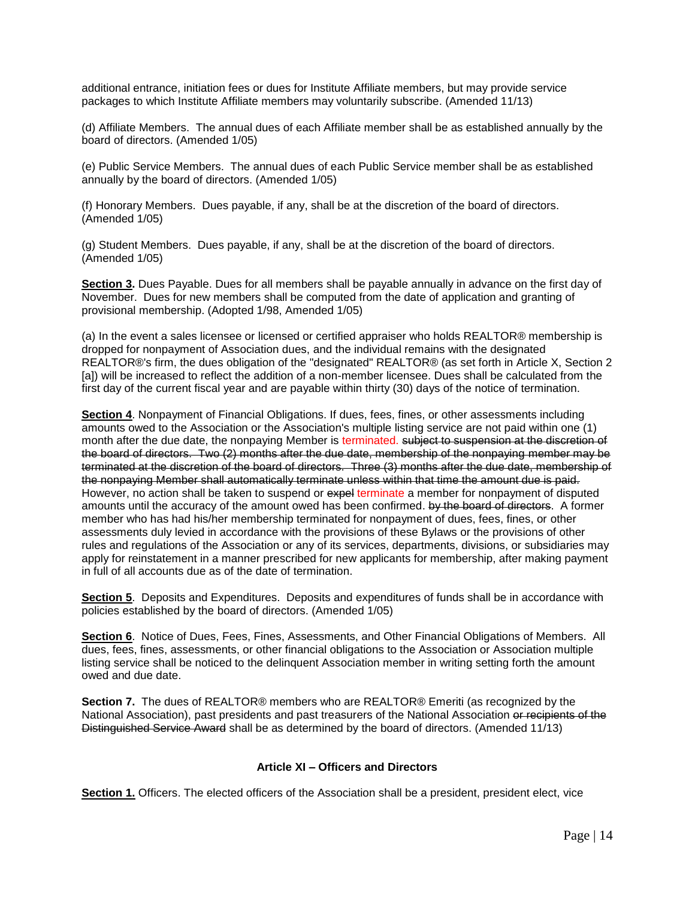additional entrance, initiation fees or dues for Institute Affiliate members, but may provide service packages to which Institute Affiliate members may voluntarily subscribe. (Amended 11/13)

(d) Affiliate Members. The annual dues of each Affiliate member shall be as established annually by the board of directors. (Amended 1/05)

(e) Public Service Members. The annual dues of each Public Service member shall be as established annually by the board of directors. (Amended 1/05)

(f) Honorary Members. Dues payable, if any, shall be at the discretion of the board of directors. (Amended 1/05)

(g) Student Members. Dues payable, if any, shall be at the discretion of the board of directors. (Amended 1/05)

**Section 3.** Dues Payable. Dues for all members shall be payable annually in advance on the first day of November. Dues for new members shall be computed from the date of application and granting of provisional membership. (Adopted 1/98, Amended 1/05)

(a) In the event a sales licensee or licensed or certified appraiser who holds REALTOR® membership is dropped for nonpayment of Association dues, and the individual remains with the designated REALTOR®'s firm, the dues obligation of the "designated" REALTOR® (as set forth in Article X, Section 2 [a]) will be increased to reflect the addition of a non-member licensee. Dues shall be calculated from the first day of the current fiscal year and are payable within thirty (30) days of the notice of termination.

**Section 4**. Nonpayment of Financial Obligations. If dues, fees, fines, or other assessments including amounts owed to the Association or the Association's multiple listing service are not paid within one (1) month after the due date, the nonpaying Member is terminated. ~~subject to suspension at the discretion of the board of directors. Two (2) months after the due date, membership of the nonpaying member may be terminated at the discretion of the board of directors. Three (3) months after the due date, membership of the nonpaying Member shall automatically terminate unless within that time the amount due is paid.~~ However, no action shall be taken to suspend or ~~expel~~ terminate a member for nonpayment of disputed amounts until the accuracy of the amount owed has been confirmed. ~~by the board of directors~~. A former member who has had his/her membership terminated for nonpayment of dues, fees, fines, or other assessments duly levied in accordance with the provisions of these Bylaws or the provisions of other rules and regulations of the Association or any of its services, departments, divisions, or subsidiaries may apply for reinstatement in a manner prescribed for new applicants for membership, after making payment in full of all accounts due as of the date of termination.

**Section 5**. Deposits and Expenditures. Deposits and expenditures of funds shall be in accordance with policies established by the board of directors. (Amended 1/05)

**Section 6**. Notice of Dues, Fees, Fines, Assessments, and Other Financial Obligations of Members. All dues, fees, fines, assessments, or other financial obligations to the Association or Association multiple listing service shall be noticed to the delinquent Association member in writing setting forth the amount owed and due date.

**Section 7.** The dues of REALTOR® members who are REALTOR® Emeriti (as recognized by the National Association), past presidents and past treasurers of the National Association ~~or recipients of the Distinguished Service Award~~ shall be as determined by the board of directors. (Amended 11/13)

## Article XI – Officers and Directors

**Section 1.** Officers. The elected officers of the Association shall be a president, president elect, vice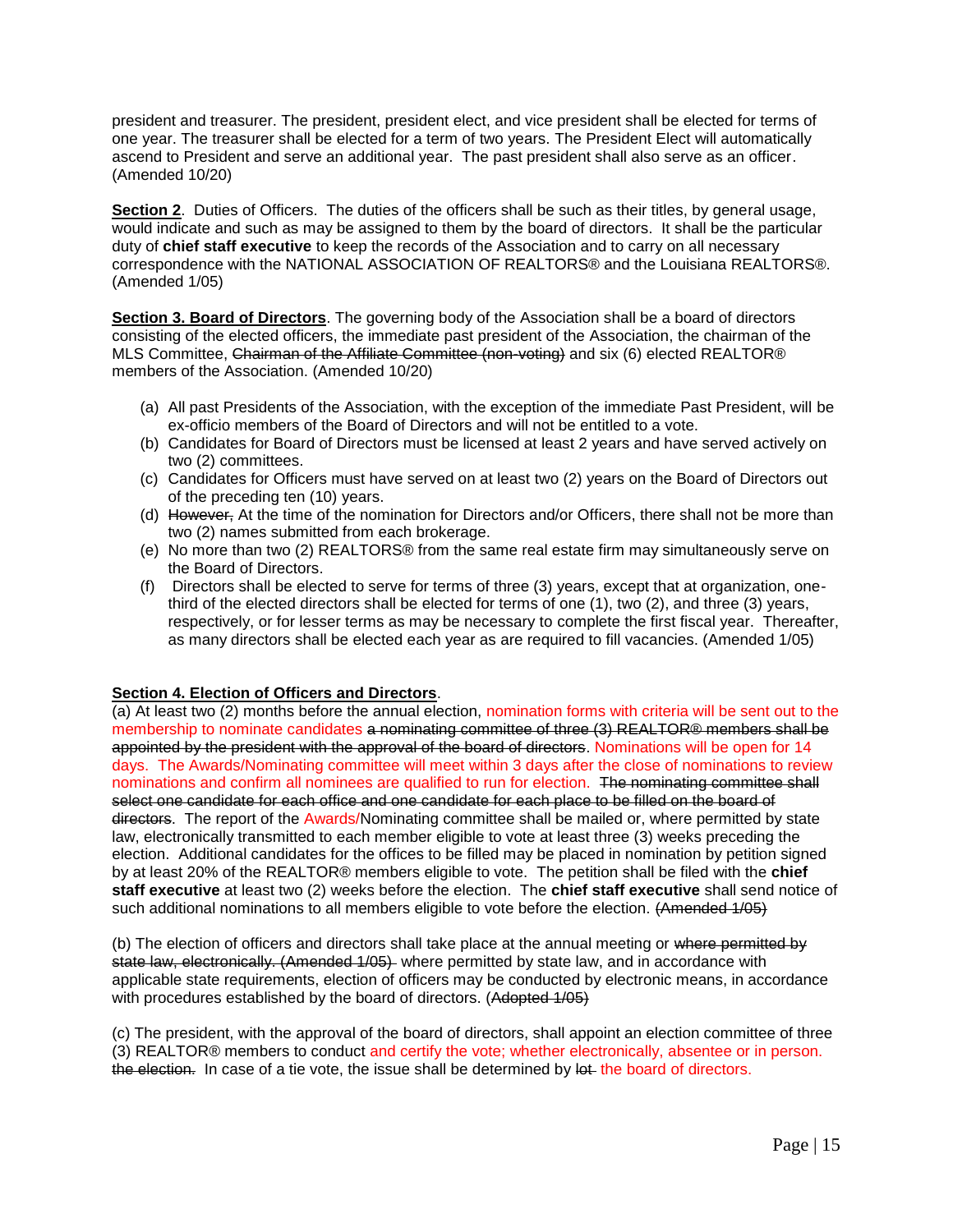president and treasurer. The president, president elect, and vice president shall be elected for terms of one year. The treasurer shall be elected for a term of two years. The President Elect will automatically ascend to President and serve an additional year. The past president shall also serve as an officer. (Amended 10/20)

**<u>Section 2</u>**. Duties of Officers. The duties of the officers shall be such as their titles, by general usage, would indicate and such as may be assigned to them by the board of directors. It shall be the particular duty of **chief staff executive** to keep the records of the Association and to carry on all necessary correspondence with the NATIONAL ASSOCIATION OF REALTORS® and the Louisiana REALTORS®. (Amended 1/05)

**<u>Section 3. Board of Directors</u>**. The governing body of the Association shall be a board of directors consisting of the elected officers, the immediate past president of the Association, the chairman of the MLS Committee, ~~Chairman of the Affiliate Committee (non-voting)~~ and six (6) elected REALTOR® members of the Association. (Amended 10/20)

(a) All past Presidents of the Association, with the exception of the immediate Past President, will be ex-officio members of the Board of Directors and will not be entitled to a vote.
(b) Candidates for Board of Directors must be licensed at least 2 years and have served actively on two (2) committees.
(c) Candidates for Officers must have served on at least two (2) years on the Board of Directors out of the preceding ten (10) years.
(d) ~~However,~~ At the time of the nomination for Directors and/or Officers, there shall not be more than two (2) names submitted from each brokerage.
(e) No more than two (2) REALTORS® from the same real estate firm may simultaneously serve on the Board of Directors.
(f) Directors shall be elected to serve for terms of three (3) years, except that at organization, one-third of the elected directors shall be elected for terms of one (1), two (2), and three (3) years, respectively, or for lesser terms as may be necessary to complete the first fiscal year. Thereafter, as many directors shall be elected each year as are required to fill vacancies. (Amended 1/05)

**<u>Section 4. Election of Officers and Directors</u>**.

(a) At least two (2) months before the annual election, nomination forms with criteria will be sent out to the membership to nominate candidates ~~a nominating committee of three (3) REALTOR® members shall be appointed by the president with the approval of the board of directors~~. Nominations will be open for 14 days. The Awards/Nominating committee will meet within 3 days after the close of nominations to review nominations and confirm all nominees are qualified to run for election. ~~The nominating committee shall select one candidate for each office and one candidate for each place to be filled on the board of directors~~. The report of the Awards/Nominating committee shall be mailed or, where permitted by state law, electronically transmitted to each member eligible to vote at least three (3) weeks preceding the election. Additional candidates for the offices to be filled may be placed in nomination by petition signed by at least 20% of the REALTOR® members eligible to vote. The petition shall be filed with the **chief staff executive** at least two (2) weeks before the election. The **chief staff executive** shall send notice of such additional nominations to all members eligible to vote before the election. ~~(Amended 1/05)~~

(b) The election of officers and directors shall take place at the annual meeting or ~~where permitted by state law, electronically. (Amended 1/05)~~ where permitted by state law, and in accordance with applicable state requirements, election of officers may be conducted by electronic means, in accordance with procedures established by the board of directors. (~~Adopted 1/05)~~

(c) The president, with the approval of the board of directors, shall appoint an election committee of three (3) REALTOR® members to conduct and certify the vote; whether electronically, absentee or in person. ~~the election.~~ In case of a tie vote, the issue shall be determined by ~~lot~~ the board of directors.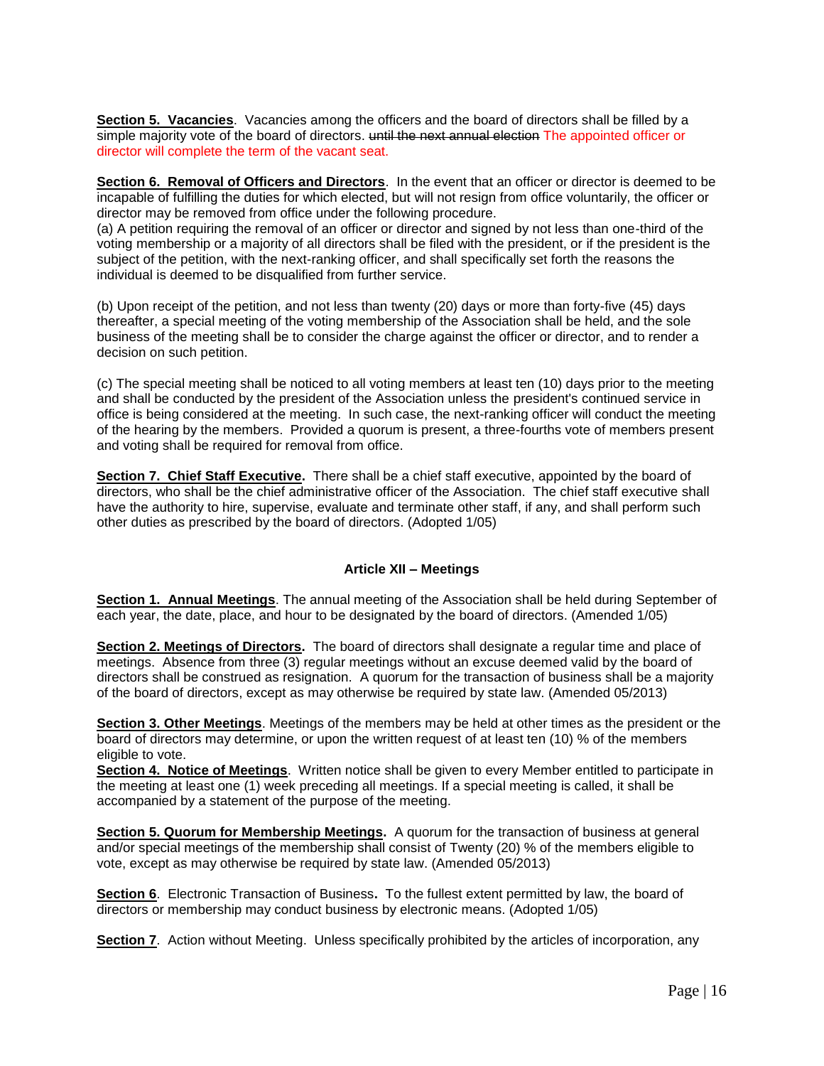**Section 5. Vacancies**. Vacancies among the officers and the board of directors shall be filled by a simple majority vote of the board of directors. ~~until the next annual election~~ The appointed officer or director will complete the term of the vacant seat.

**Section 6. Removal of Officers and Directors**. In the event that an officer or director is deemed to be incapable of fulfilling the duties for which elected, but will not resign from office voluntarily, the officer or director may be removed from office under the following procedure.

(a) A petition requiring the removal of an officer or director and signed by not less than one-third of the voting membership or a majority of all directors shall be filed with the president, or if the president is the subject of the petition, with the next-ranking officer, and shall specifically set forth the reasons the individual is deemed to be disqualified from further service.

(b) Upon receipt of the petition, and not less than twenty (20) days or more than forty-five (45) days thereafter, a special meeting of the voting membership of the Association shall be held, and the sole business of the meeting shall be to consider the charge against the officer or director, and to render a decision on such petition.

(c) The special meeting shall be noticed to all voting members at least ten (10) days prior to the meeting and shall be conducted by the president of the Association unless the president's continued service in office is being considered at the meeting. In such case, the next-ranking officer will conduct the meeting of the hearing by the members. Provided a quorum is present, a three-fourths vote of members present and voting shall be required for removal from office.

**Section 7. Chief Staff Executive.** There shall be a chief staff executive, appointed by the board of directors, who shall be the chief administrative officer of the Association. The chief staff executive shall have the authority to hire, supervise, evaluate and terminate other staff, if any, and shall perform such other duties as prescribed by the board of directors. (Adopted 1/05)

## Article XII – Meetings

**Section 1. Annual Meetings**. The annual meeting of the Association shall be held during September of each year, the date, place, and hour to be designated by the board of directors. (Amended 1/05)

**Section 2. Meetings of Directors.** The board of directors shall designate a regular time and place of meetings. Absence from three (3) regular meetings without an excuse deemed valid by the board of directors shall be construed as resignation. A quorum for the transaction of business shall be a majority of the board of directors, except as may otherwise be required by state law. (Amended 05/2013)

**Section 3. Other Meetings**. Meetings of the members may be held at other times as the president or the board of directors may determine, or upon the written request of at least ten (10) % of the members eligible to vote.

**Section 4. Notice of Meetings**. Written notice shall be given to every Member entitled to participate in the meeting at least one (1) week preceding all meetings. If a special meeting is called, it shall be accompanied by a statement of the purpose of the meeting.

**Section 5. Quorum for Membership Meetings.** A quorum for the transaction of business at general and/or special meetings of the membership shall consist of Twenty (20) % of the members eligible to vote, except as may otherwise be required by state law. (Amended 05/2013)

**Section 6**. Electronic Transaction of Business**.** To the fullest extent permitted by law, the board of directors or membership may conduct business by electronic means. (Adopted 1/05)

**Section 7**. Action without Meeting. Unless specifically prohibited by the articles of incorporation, any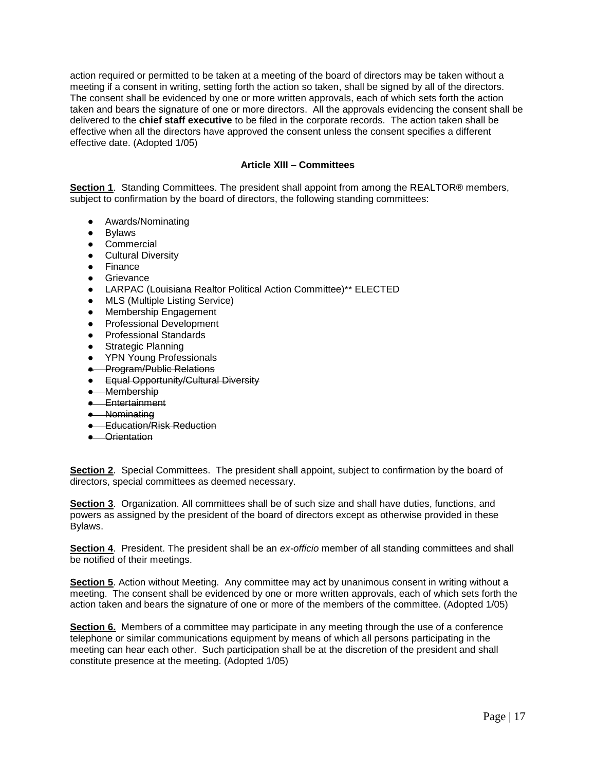action required or permitted to be taken at a meeting of the board of directors may be taken without a meeting if a consent in writing, setting forth the action so taken, shall be signed by all of the directors. The consent shall be evidenced by one or more written approvals, each of which sets forth the action taken and bears the signature of one or more directors. All the approvals evidencing the consent shall be delivered to the **chief staff executive** to be filed in the corporate records. The action taken shall be effective when all the directors have approved the consent unless the consent specifies a different effective date. (Adopted 1/05)

### Article XIII – Committees

**Section 1**. Standing Committees. The president shall appoint from among the REALTOR® members, subject to confirmation by the board of directors, the following standing committees:

- Awards/Nominating
- Bylaws
- Commercial
- Cultural Diversity
- Finance
- Grievance
- LARPAC (Louisiana Realtor Political Action Committee)** ELECTED
- MLS (Multiple Listing Service)
- Membership Engagement
- Professional Development
- Professional Standards
- Strategic Planning
- YPN Young Professionals
- ~~Program/Public Relations~~
- ~~Equal Opportunity/Cultural Diversity~~
- ~~Membership~~
- ~~Entertainment~~
- ~~Nominating~~
- ~~Education/Risk Reduction~~
- ~~Orientation~~

**Section 2**. Special Committees. The president shall appoint, subject to confirmation by the board of directors, special committees as deemed necessary.

**Section 3**. Organization. All committees shall be of such size and shall have duties, functions, and powers as assigned by the president of the board of directors except as otherwise provided in these Bylaws.

**Section 4**. President. The president shall be an *ex-officio* member of all standing committees and shall be notified of their meetings.

**Section 5**. Action without Meeting. Any committee may act by unanimous consent in writing without a meeting. The consent shall be evidenced by one or more written approvals, each of which sets forth the action taken and bears the signature of one or more of the members of the committee. (Adopted 1/05)

**Section 6.** Members of a committee may participate in any meeting through the use of a conference telephone or similar communications equipment by means of which all persons participating in the meeting can hear each other. Such participation shall be at the discretion of the president and shall constitute presence at the meeting. (Adopted 1/05)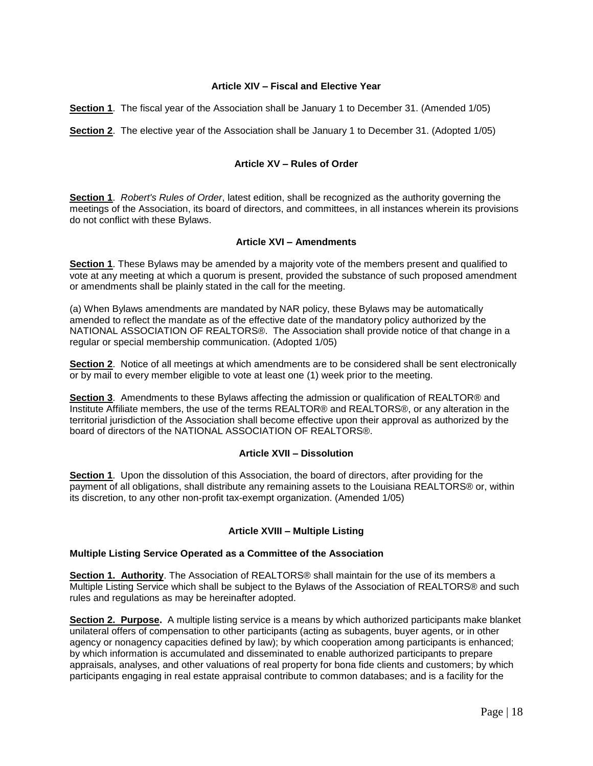### Article XIV – Fiscal and Elective Year

**Section 1**. The fiscal year of the Association shall be January 1 to December 31. (Amended 1/05)

**Section 2**. The elective year of the Association shall be January 1 to December 31. (Adopted 1/05)

### Article XV – Rules of Order

**Section 1**. *Robert's Rules of Order*, latest edition, shall be recognized as the authority governing the meetings of the Association, its board of directors, and committees, in all instances wherein its provisions do not conflict with these Bylaws.

### Article XVI – Amendments

**Section 1**. These Bylaws may be amended by a majority vote of the members present and qualified to vote at any meeting at which a quorum is present, provided the substance of such proposed amendment or amendments shall be plainly stated in the call for the meeting.

(a) When Bylaws amendments are mandated by NAR policy, these Bylaws may be automatically amended to reflect the mandate as of the effective date of the mandatory policy authorized by the NATIONAL ASSOCIATION OF REALTORS®. The Association shall provide notice of that change in a regular or special membership communication. (Adopted 1/05)

**Section 2**. Notice of all meetings at which amendments are to be considered shall be sent electronically or by mail to every member eligible to vote at least one (1) week prior to the meeting.

**Section 3**. Amendments to these Bylaws affecting the admission or qualification of REALTOR® and Institute Affiliate members, the use of the terms REALTOR® and REALTORS®, or any alteration in the territorial jurisdiction of the Association shall become effective upon their approval as authorized by the board of directors of the NATIONAL ASSOCIATION OF REALTORS®.

### Article XVII – Dissolution

**Section 1**. Upon the dissolution of this Association, the board of directors, after providing for the payment of all obligations, shall distribute any remaining assets to the Louisiana REALTORS® or, within its discretion, to any other non-profit tax-exempt organization. (Amended 1/05)

### Article XVIII – Multiple Listing

**Multiple Listing Service Operated as a Committee of the Association**

**Section 1. Authority**. The Association of REALTORS® shall maintain for the use of its members a Multiple Listing Service which shall be subject to the Bylaws of the Association of REALTORS® and such rules and regulations as may be hereinafter adopted.

**Section 2. Purpose.** A multiple listing service is a means by which authorized participants make blanket unilateral offers of compensation to other participants (acting as subagents, buyer agents, or in other agency or nonagency capacities defined by law); by which cooperation among participants is enhanced; by which information is accumulated and disseminated to enable authorized participants to prepare appraisals, analyses, and other valuations of real property for bona fide clients and customers; by which participants engaging in real estate appraisal contribute to common databases; and is a facility for the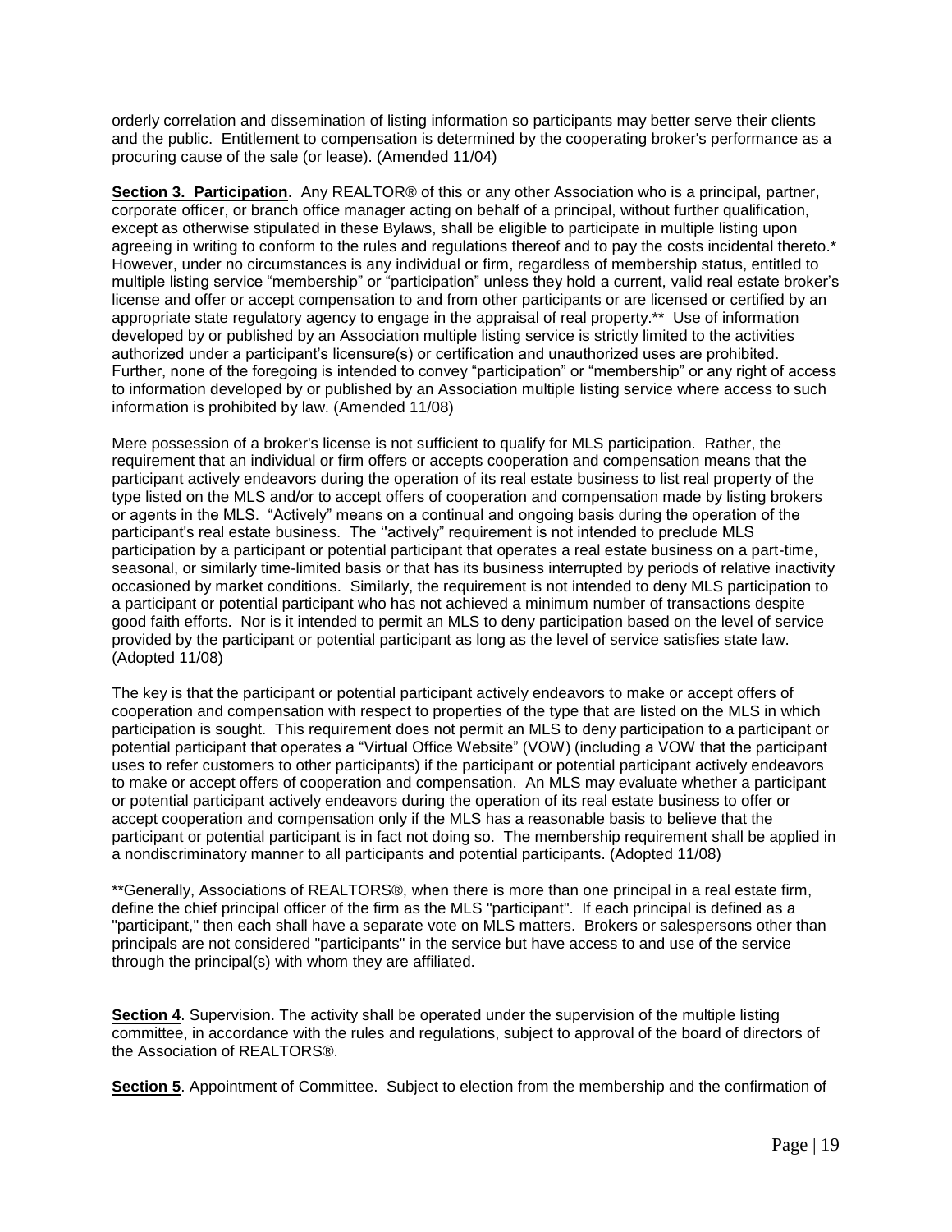orderly correlation and dissemination of listing information so participants may better serve their clients and the public. Entitlement to compensation is determined by the cooperating broker's performance as a procuring cause of the sale (or lease). (Amended 11/04)

**Section 3. Participation**. Any REALTOR® of this or any other Association who is a principal, partner, corporate officer, or branch office manager acting on behalf of a principal, without further qualification, except as otherwise stipulated in these Bylaws, shall be eligible to participate in multiple listing upon agreeing in writing to conform to the rules and regulations thereof and to pay the costs incidental thereto.* However, under no circumstances is any individual or firm, regardless of membership status, entitled to multiple listing service "membership" or "participation" unless they hold a current, valid real estate broker's license and offer or accept compensation to and from other participants or are licensed or certified by an appropriate state regulatory agency to engage in the appraisal of real property.** Use of information developed by or published by an Association multiple listing service is strictly limited to the activities authorized under a participant's licensure(s) or certification and unauthorized uses are prohibited. Further, none of the foregoing is intended to convey "participation" or "membership" or any right of access to information developed by or published by an Association multiple listing service where access to such information is prohibited by law. (Amended 11/08)

Mere possession of a broker's license is not sufficient to qualify for MLS participation. Rather, the requirement that an individual or firm offers or accepts cooperation and compensation means that the participant actively endeavors during the operation of its real estate business to list real property of the type listed on the MLS and/or to accept offers of cooperation and compensation made by listing brokers or agents in the MLS. "Actively" means on a continual and ongoing basis during the operation of the participant's real estate business. The "actively" requirement is not intended to preclude MLS participation by a participant or potential participant that operates a real estate business on a part-time, seasonal, or similarly time-limited basis or that has its business interrupted by periods of relative inactivity occasioned by market conditions. Similarly, the requirement is not intended to deny MLS participation to a participant or potential participant who has not achieved a minimum number of transactions despite good faith efforts. Nor is it intended to permit an MLS to deny participation based on the level of service provided by the participant or potential participant as long as the level of service satisfies state law. (Adopted 11/08)

The key is that the participant or potential participant actively endeavors to make or accept offers of cooperation and compensation with respect to properties of the type that are listed on the MLS in which participation is sought. This requirement does not permit an MLS to deny participation to a participant or potential participant that operates a "Virtual Office Website" (VOW) (including a VOW that the participant uses to refer customers to other participants) if the participant or potential participant actively endeavors to make or accept offers of cooperation and compensation. An MLS may evaluate whether a participant or potential participant actively endeavors during the operation of its real estate business to offer or accept cooperation and compensation only if the MLS has a reasonable basis to believe that the participant or potential participant is in fact not doing so. The membership requirement shall be applied in a nondiscriminatory manner to all participants and potential participants. (Adopted 11/08)

**Generally, Associations of REALTORS®, when there is more than one principal in a real estate firm, define the chief principal officer of the firm as the MLS "participant". If each principal is defined as a "participant," then each shall have a separate vote on MLS matters. Brokers or salespersons other than principals are not considered "participants" in the service but have access to and use of the service through the principal(s) with whom they are affiliated.

**Section 4**. Supervision. The activity shall be operated under the supervision of the multiple listing committee, in accordance with the rules and regulations, subject to approval of the board of directors of the Association of REALTORS®.

**Section 5**. Appointment of Committee. Subject to election from the membership and the confirmation of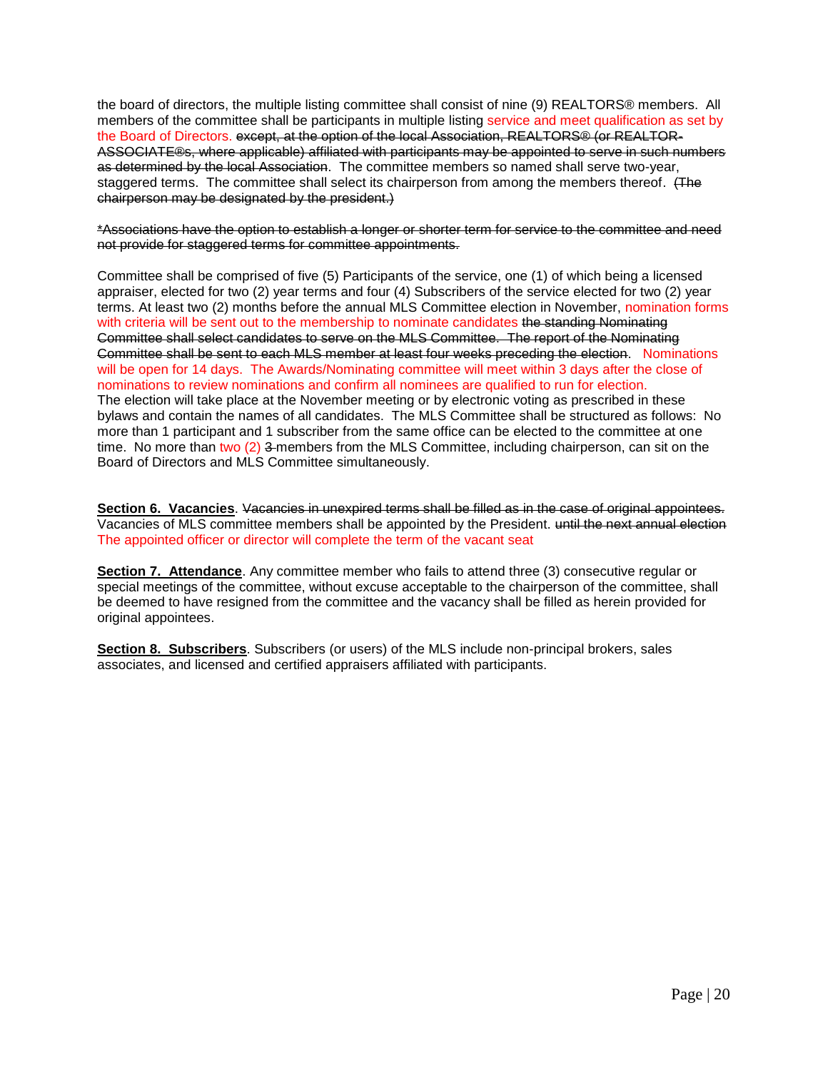the board of directors, the multiple listing committee shall consist of nine (9) REALTORS® members. All members of the committee shall be participants in multiple listing service and meet qualification as set by the Board of Directors. ~~except, at the option of the local Association, REALTORS® (or REALTOR-ASSOCIATE®s, where applicable) affiliated with participants may be appointed to serve in such numbers as determined by the local Association~~. The committee members so named shall serve two-year, staggered terms. The committee shall select its chairperson from among the members thereof. ~~(The chairperson may be designated by the president.)~~

~~*Associations have the option to establish a longer or shorter term for service to the committee and need not provide for staggered terms for committee appointments.~~

Committee shall be comprised of five (5) Participants of the service, one (1) of which being a licensed appraiser, elected for two (2) year terms and four (4) Subscribers of the service elected for two (2) year terms. At least two (2) months before the annual MLS Committee election in November, nomination forms with criteria will be sent out to the membership to nominate candidates ~~the standing Nominating Committee shall select candidates to serve on the MLS Committee. The report of the Nominating Committee shall be sent to each MLS member at least four weeks preceding the election~~. Nominations will be open for 14 days. The Awards/Nominating committee will meet within 3 days after the close of nominations to review nominations and confirm all nominees are qualified to run for election.
The election will take place at the November meeting or by electronic voting as prescribed in these bylaws and contain the names of all candidates. The MLS Committee shall be structured as follows: No more than 1 participant and 1 subscriber from the same office can be elected to the committee at one time. No more than two (2) ~~3~~ members from the MLS Committee, including chairperson, can sit on the Board of Directors and MLS Committee simultaneously.

**Section 6. Vacancies**. ~~Vacancies in unexpired terms shall be filled as in the case of original appointees.~~ Vacancies of MLS committee members shall be appointed by the President. ~~until the next annual election~~ The appointed officer or director will complete the term of the vacant seat

**Section 7. Attendance**. Any committee member who fails to attend three (3) consecutive regular or special meetings of the committee, without excuse acceptable to the chairperson of the committee, shall be deemed to have resigned from the committee and the vacancy shall be filled as herein provided for original appointees.

**Section 8. Subscribers**. Subscribers (or users) of the MLS include non-principal brokers, sales associates, and licensed and certified appraisers affiliated with participants.